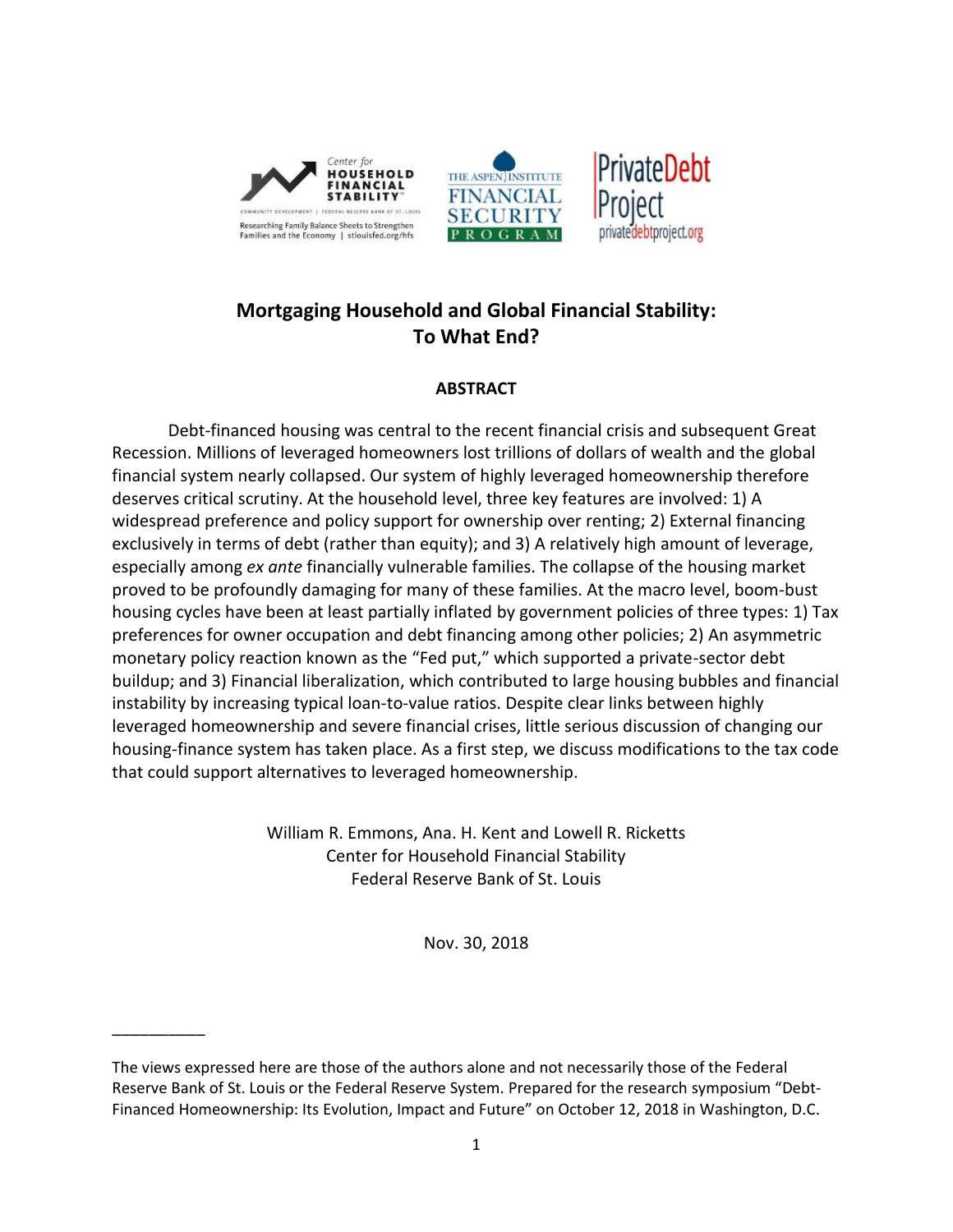# Mortgaging Household and Global Financial Stability: To What End?

## ABSTRACT

Debt-financed housing was central to the recent financial crisis and subsequent Great Recession. Millions of leveraged homeowners lost trillions of dollars of wealth and the global financial system nearly collapsed. Our system of highly leveraged homeownership therefore deserves critical scrutiny. At the household level, three key features are involved: 1) A widespread preference and policy support for ownership over renting; 2) External financing exclusively in terms of debt (rather than equity); and 3) A relatively high amount of leverage, especially among *ex ante* financially vulnerable families. The collapse of the housing market proved to be profoundly damaging for many of these families. At the macro level, boom-bust housing cycles have been at least partially inflated by government policies of three types: 1) Tax preferences for owner occupation and debt financing among other policies; 2) An asymmetric monetary policy reaction known as the "Fed put," which supported a private-sector debt buildup; and 3) Financial liberalization, which contributed to large housing bubbles and financial instability by increasing typical loan-to-value ratios. Despite clear links between highly leveraged homeownership and severe financial crises, little serious discussion of changing our housing-finance system has taken place. As a first step, we discuss modifications to the tax code that could support alternatives to leveraged homeownership.

William R. Emmons, Ana. H. Kent and Lowell R. Ricketts
Center for Household Financial Stability
Federal Reserve Bank of St. Louis

Nov. 30, 2018

---

The views expressed here are those of the authors alone and not necessarily those of the Federal Reserve Bank of St. Louis or the Federal Reserve System. Prepared for the research symposium "Debt-Financed Homeownership: Its Evolution, Impact and Future" on October 12, 2018 in Washington, D.C.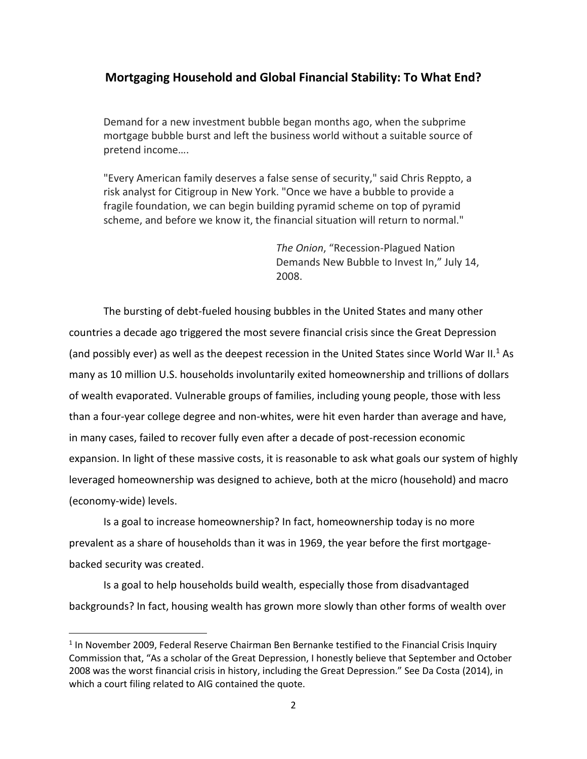## Mortgaging Household and Global Financial Stability: To What End?

> Demand for a new investment bubble began months ago, when the subprime mortgage bubble burst and left the business world without a suitable source of pretend income….
>
> "Every American family deserves a false sense of security," said Chris Reppto, a risk analyst for Citigroup in New York. "Once we have a bubble to provide a fragile foundation, we can begin building pyramid scheme on top of pyramid scheme, and before we know it, the financial situation will return to normal."
>
> *The Onion*, "Recession-Plagued Nation Demands New Bubble to Invest In," July 14, 2008.

The bursting of debt-fueled housing bubbles in the United States and many other countries a decade ago triggered the most severe financial crisis since the Great Depression (and possibly ever) as well as the deepest recession in the United States since World War II.[1] As many as 10 million U.S. households involuntarily exited homeownership and trillions of dollars of wealth evaporated. Vulnerable groups of families, including young people, those with less than a four-year college degree and non-whites, were hit even harder than average and have, in many cases, failed to recover fully even after a decade of post-recession economic expansion. In light of these massive costs, it is reasonable to ask what goals our system of highly leveraged homeownership was designed to achieve, both at the micro (household) and macro (economy-wide) levels.

Is a goal to increase homeownership? In fact, homeownership today is no more prevalent as a share of households than it was in 1969, the year before the first mortgage-backed security was created.

Is a goal to help households build wealth, especially those from disadvantaged backgrounds? In fact, housing wealth has grown more slowly than other forms of wealth over

---

[1] In November 2009, Federal Reserve Chairman Ben Bernanke testified to the Financial Crisis Inquiry Commission that, "As a scholar of the Great Depression, I honestly believe that September and October 2008 was the worst financial crisis in history, including the Great Depression." See Da Costa (2014), in which a court filing related to AIG contained the quote.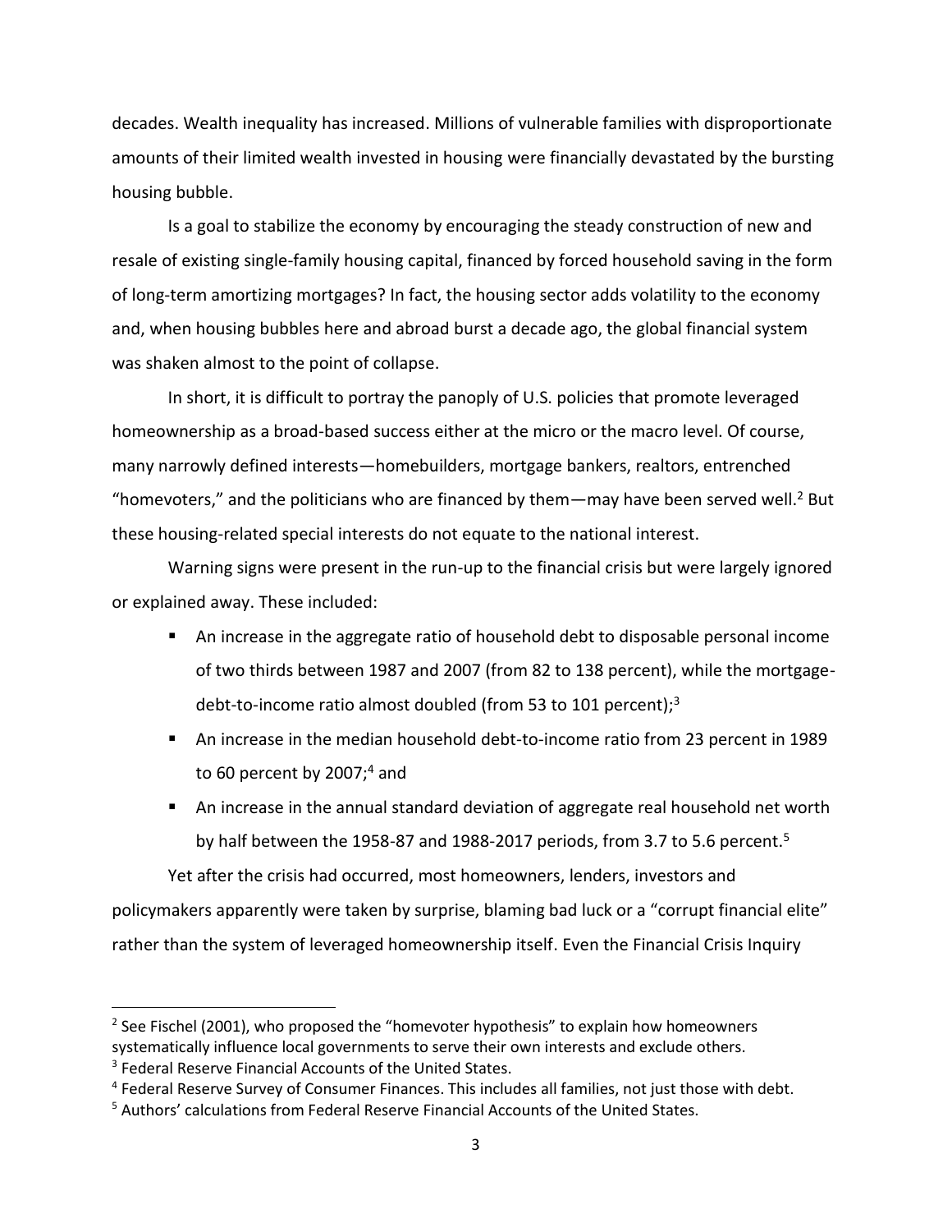decades. Wealth inequality has increased. Millions of vulnerable families with disproportionate amounts of their limited wealth invested in housing were financially devastated by the bursting housing bubble.

Is a goal to stabilize the economy by encouraging the steady construction of new and resale of existing single-family housing capital, financed by forced household saving in the form of long-term amortizing mortgages? In fact, the housing sector adds volatility to the economy and, when housing bubbles here and abroad burst a decade ago, the global financial system was shaken almost to the point of collapse.

In short, it is difficult to portray the panoply of U.S. policies that promote leveraged homeownership as a broad-based success either at the micro or the macro level. Of course, many narrowly defined interests—homebuilders, mortgage bankers, realtors, entrenched "homevoters," and the politicians who are financed by them—may have been served well.[2] But these housing-related special interests do not equate to the national interest.

Warning signs were present in the run-up to the financial crisis but were largely ignored or explained away. These included:

- An increase in the aggregate ratio of household debt to disposable personal income of two thirds between 1987 and 2007 (from 82 to 138 percent), while the mortgage-debt-to-income ratio almost doubled (from 53 to 101 percent);[3]
- An increase in the median household debt-to-income ratio from 23 percent in 1989 to 60 percent by 2007;[4] and
- An increase in the annual standard deviation of aggregate real household net worth by half between the 1958-87 and 1988-2017 periods, from 3.7 to 5.6 percent.[5]

Yet after the crisis had occurred, most homeowners, lenders, investors and policymakers apparently were taken by surprise, blaming bad luck or a "corrupt financial elite" rather than the system of leveraged homeownership itself. Even the Financial Crisis Inquiry

---

[2] See Fischel (2001), who proposed the "homevoter hypothesis" to explain how homeowners systematically influence local governments to serve their own interests and exclude others.

[3] Federal Reserve Financial Accounts of the United States.

[4] Federal Reserve Survey of Consumer Finances. This includes all families, not just those with debt.

[5] Authors' calculations from Federal Reserve Financial Accounts of the United States.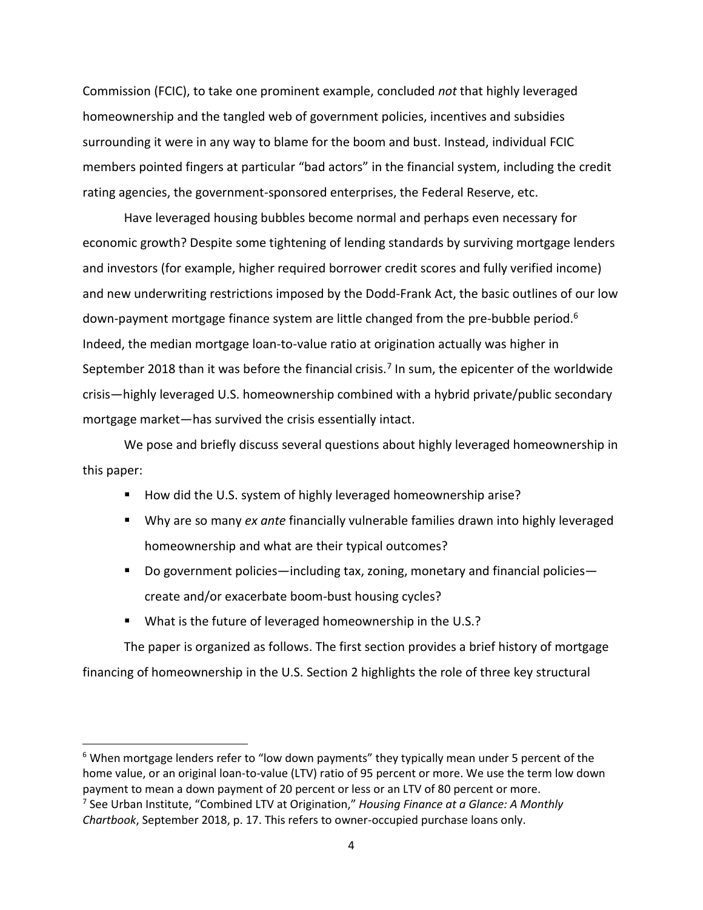Commission (FCIC), to take one prominent example, concluded *not* that highly leveraged homeownership and the tangled web of government policies, incentives and subsidies surrounding it were in any way to blame for the boom and bust. Instead, individual FCIC members pointed fingers at particular "bad actors" in the financial system, including the credit rating agencies, the government-sponsored enterprises, the Federal Reserve, etc.

Have leveraged housing bubbles become normal and perhaps even necessary for economic growth? Despite some tightening of lending standards by surviving mortgage lenders and investors (for example, higher required borrower credit scores and fully verified income) and new underwriting restrictions imposed by the Dodd-Frank Act, the basic outlines of our low down-payment mortgage finance system are little changed from the pre-bubble period.[6] Indeed, the median mortgage loan-to-value ratio at origination actually was higher in September 2018 than it was before the financial crisis.[7] In sum, the epicenter of the worldwide crisis—highly leveraged U.S. homeownership combined with a hybrid private/public secondary mortgage market—has survived the crisis essentially intact.

We pose and briefly discuss several questions about highly leveraged homeownership in this paper:

- How did the U.S. system of highly leveraged homeownership arise?
- Why are so many *ex ante* financially vulnerable families drawn into highly leveraged homeownership and what are their typical outcomes?
- Do government policies—including tax, zoning, monetary and financial policies—create and/or exacerbate boom-bust housing cycles?
- What is the future of leveraged homeownership in the U.S.?

The paper is organized as follows. The first section provides a brief history of mortgage financing of homeownership in the U.S. Section 2 highlights the role of three key structural

[6] When mortgage lenders refer to "low down payments" they typically mean under 5 percent of the home value, or an original loan-to-value (LTV) ratio of 95 percent or more. We use the term low down payment to mean a down payment of 20 percent or less or an LTV of 80 percent or more.

[7] See Urban Institute, "Combined LTV at Origination," *Housing Finance at a Glance: A Monthly Chartbook*, September 2018, p. 17. This refers to owner-occupied purchase loans only.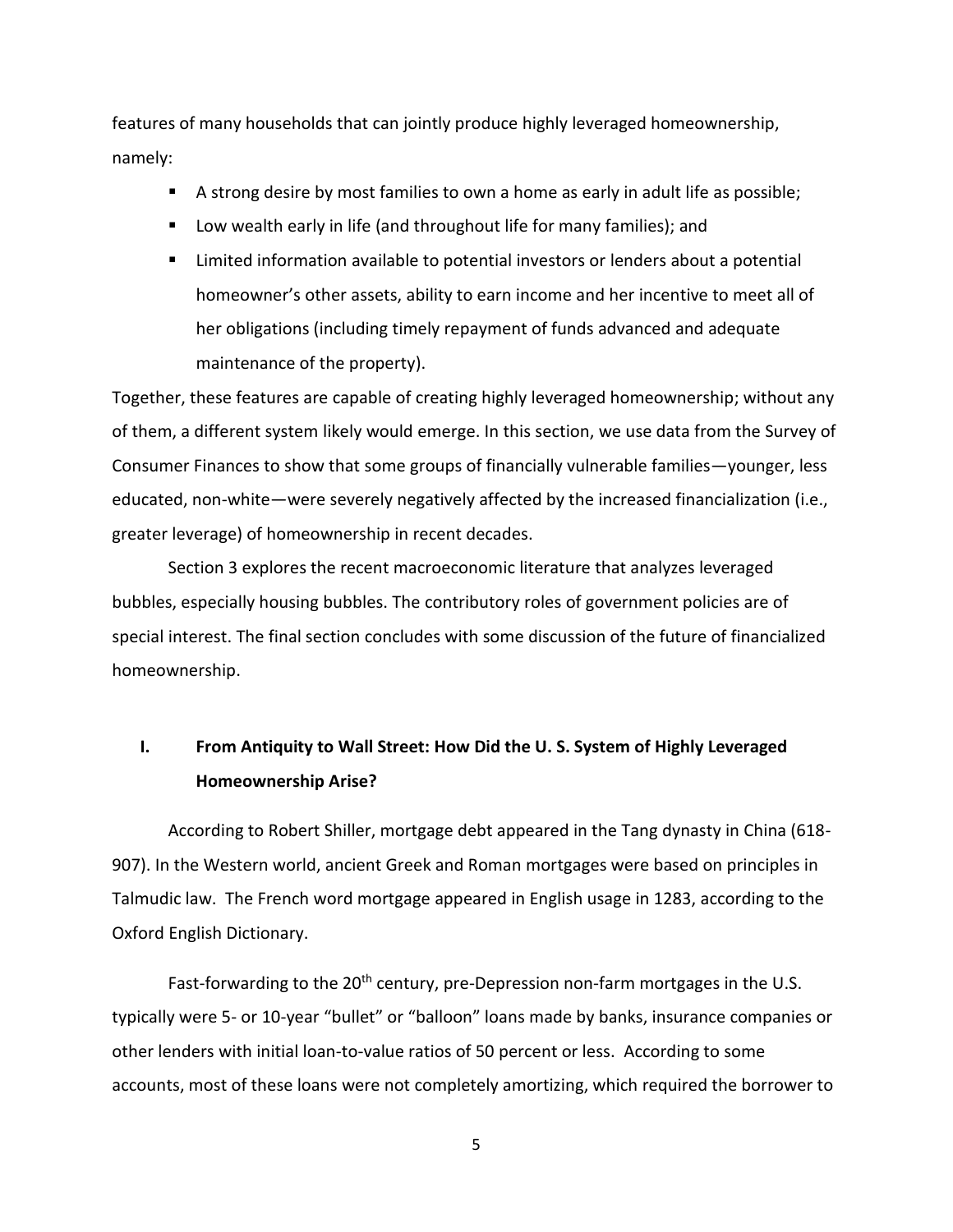features of many households that can jointly produce highly leveraged homeownership, namely:

- A strong desire by most families to own a home as early in adult life as possible;
- Low wealth early in life (and throughout life for many families); and
- Limited information available to potential investors or lenders about a potential homeowner's other assets, ability to earn income and her incentive to meet all of her obligations (including timely repayment of funds advanced and adequate maintenance of the property).

Together, these features are capable of creating highly leveraged homeownership; without any of them, a different system likely would emerge. In this section, we use data from the Survey of Consumer Finances to show that some groups of financially vulnerable families—younger, less educated, non-white—were severely negatively affected by the increased financialization (i.e., greater leverage) of homeownership in recent decades.

Section 3 explores the recent macroeconomic literature that analyzes leveraged bubbles, especially housing bubbles. The contributory roles of government policies are of special interest. The final section concludes with some discussion of the future of financialized homeownership.

## I. From Antiquity to Wall Street: How Did the U. S. System of Highly Leveraged Homeownership Arise?

According to Robert Shiller, mortgage debt appeared in the Tang dynasty in China (618-907). In the Western world, ancient Greek and Roman mortgages were based on principles in Talmudic law. The French word mortgage appeared in English usage in 1283, according to the Oxford English Dictionary.

Fast-forwarding to the 20th century, pre-Depression non-farm mortgages in the U.S. typically were 5- or 10-year "bullet" or "balloon" loans made by banks, insurance companies or other lenders with initial loan-to-value ratios of 50 percent or less. According to some accounts, most of these loans were not completely amortizing, which required the borrower to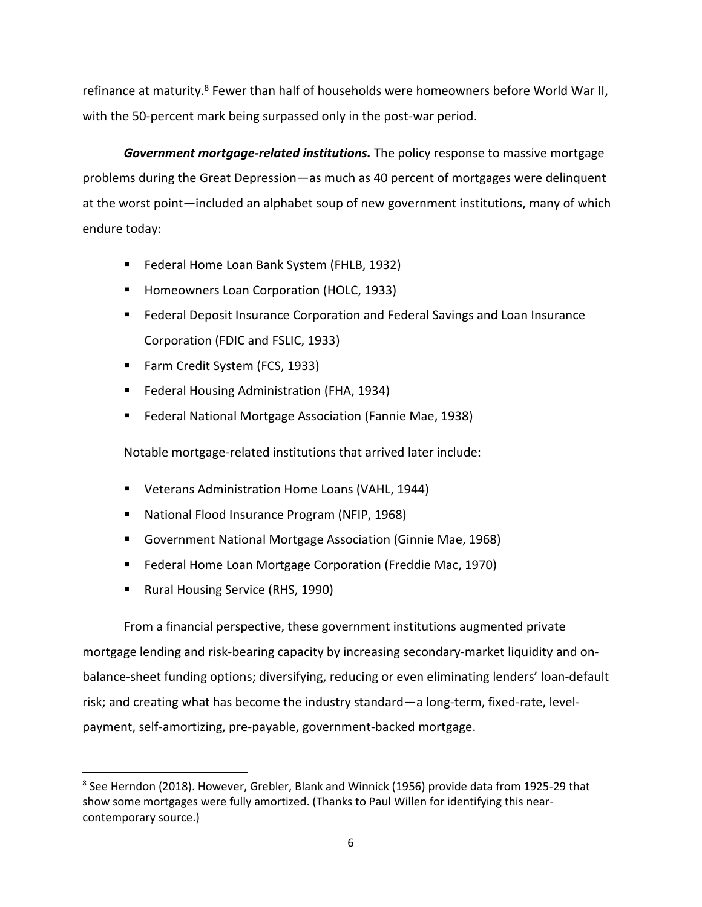refinance at maturity.[8] Fewer than half of households were homeowners before World War II, with the 50-percent mark being surpassed only in the post-war period.

***Government mortgage-related institutions.*** The policy response to massive mortgage problems during the Great Depression—as much as 40 percent of mortgages were delinquent at the worst point—included an alphabet soup of new government institutions, many of which endure today:

- Federal Home Loan Bank System (FHLB, 1932)
- Homeowners Loan Corporation (HOLC, 1933)
- Federal Deposit Insurance Corporation and Federal Savings and Loan Insurance Corporation (FDIC and FSLIC, 1933)
- Farm Credit System (FCS, 1933)
- Federal Housing Administration (FHA, 1934)
- Federal National Mortgage Association (Fannie Mae, 1938)

Notable mortgage-related institutions that arrived later include:

- Veterans Administration Home Loans (VAHL, 1944)
- National Flood Insurance Program (NFIP, 1968)
- Government National Mortgage Association (Ginnie Mae, 1968)
- Federal Home Loan Mortgage Corporation (Freddie Mac, 1970)
- Rural Housing Service (RHS, 1990)

From a financial perspective, these government institutions augmented private mortgage lending and risk-bearing capacity by increasing secondary-market liquidity and on-balance-sheet funding options; diversifying, reducing or even eliminating lenders' loan-default risk; and creating what has become the industry standard—a long-term, fixed-rate, level-payment, self-amortizing, pre-payable, government-backed mortgage.

[8] See Herndon (2018). However, Grebler, Blank and Winnick (1956) provide data from 1925-29 that show some mortgages were fully amortized. (Thanks to Paul Willen for identifying this near-contemporary source.)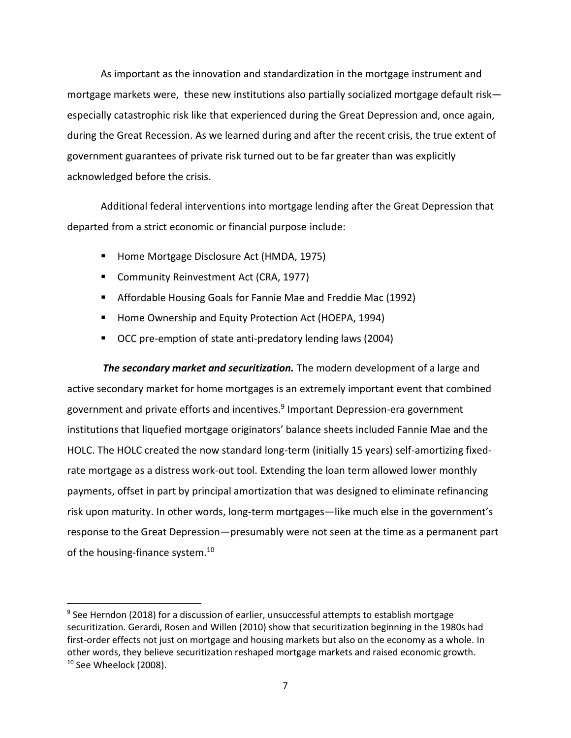As important as the innovation and standardization in the mortgage instrument and mortgage markets were, these new institutions also partially socialized mortgage default risk—especially catastrophic risk like that experienced during the Great Depression and, once again, during the Great Recession. As we learned during and after the recent crisis, the true extent of government guarantees of private risk turned out to be far greater than was explicitly acknowledged before the crisis.

Additional federal interventions into mortgage lending after the Great Depression that departed from a strict economic or financial purpose include:

- Home Mortgage Disclosure Act (HMDA, 1975)
- Community Reinvestment Act (CRA, 1977)
- Affordable Housing Goals for Fannie Mae and Freddie Mac (1992)
- Home Ownership and Equity Protection Act (HOEPA, 1994)
- OCC pre-emption of state anti-predatory lending laws (2004)

***The secondary market and securitization.*** The modern development of a large and active secondary market for home mortgages is an extremely important event that combined government and private efforts and incentives.[9] Important Depression-era government institutions that liquefied mortgage originators' balance sheets included Fannie Mae and the HOLC. The HOLC created the now standard long-term (initially 15 years) self-amortizing fixed-rate mortgage as a distress work-out tool. Extending the loan term allowed lower monthly payments, offset in part by principal amortization that was designed to eliminate refinancing risk upon maturity. In other words, long-term mortgages—like much else in the government's response to the Great Depression—presumably were not seen at the time as a permanent part of the housing-finance system.[10]

---

[9] See Herndon (2018) for a discussion of earlier, unsuccessful attempts to establish mortgage securitization. Gerardi, Rosen and Willen (2010) show that securitization beginning in the 1980s had first-order effects not just on mortgage and housing markets but also on the economy as a whole. In other words, they believe securitization reshaped mortgage markets and raised economic growth.

[10] See Wheelock (2008).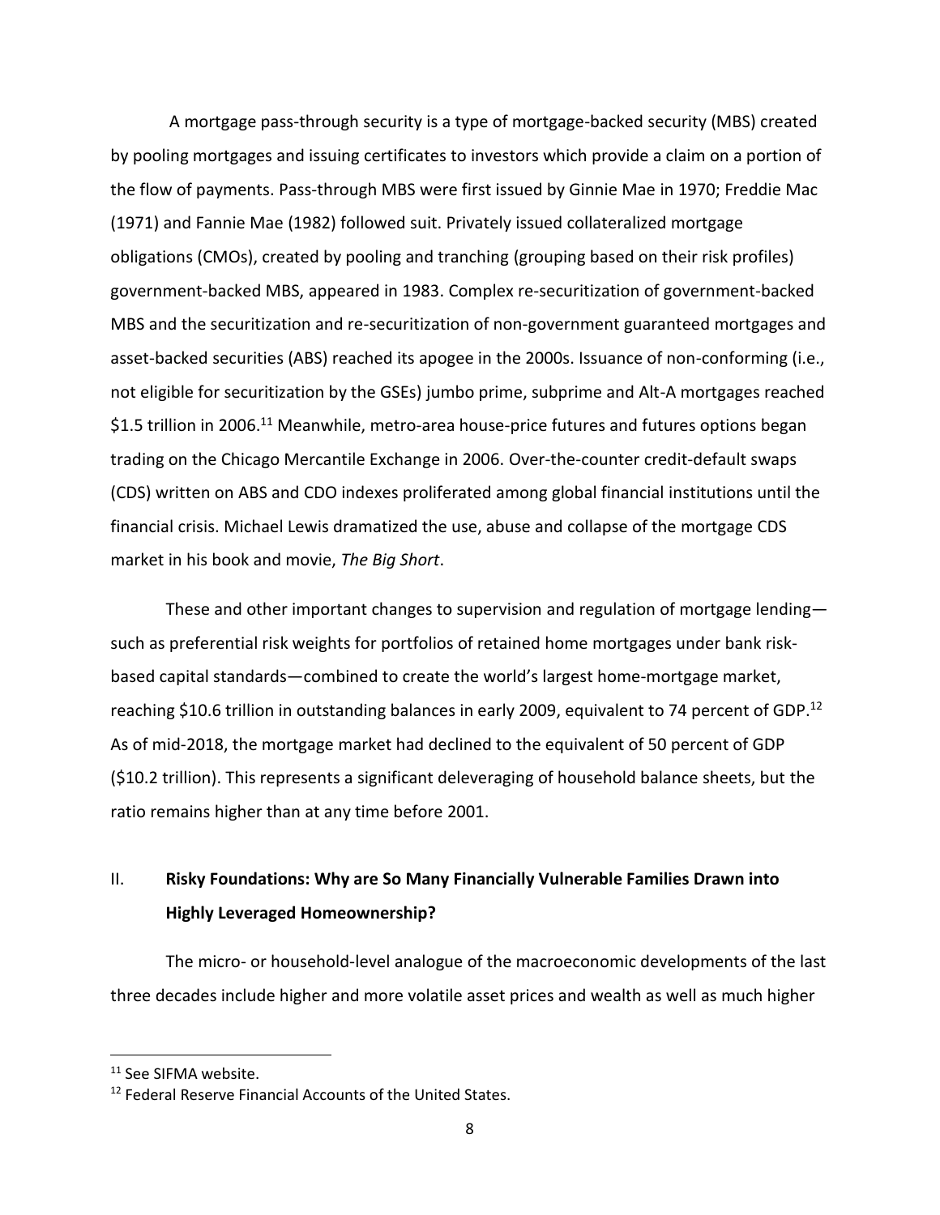A mortgage pass-through security is a type of mortgage-backed security (MBS) created by pooling mortgages and issuing certificates to investors which provide a claim on a portion of the flow of payments. Pass-through MBS were first issued by Ginnie Mae in 1970; Freddie Mac (1971) and Fannie Mae (1982) followed suit. Privately issued collateralized mortgage obligations (CMOs), created by pooling and tranching (grouping based on their risk profiles) government-backed MBS, appeared in 1983. Complex re-securitization of government-backed MBS and the securitization and re-securitization of non-government guaranteed mortgages and asset-backed securities (ABS) reached its apogee in the 2000s. Issuance of non-conforming (i.e., not eligible for securitization by the GSEs) jumbo prime, subprime and Alt-A mortgages reached \$1.5 trillion in 2006.[11] Meanwhile, metro-area house-price futures and futures options began trading on the Chicago Mercantile Exchange in 2006. Over-the-counter credit-default swaps (CDS) written on ABS and CDO indexes proliferated among global financial institutions until the financial crisis. Michael Lewis dramatized the use, abuse and collapse of the mortgage CDS market in his book and movie, *The Big Short*.

These and other important changes to supervision and regulation of mortgage lending—such as preferential risk weights for portfolios of retained home mortgages under bank risk-based capital standards—combined to create the world's largest home-mortgage market, reaching \$10.6 trillion in outstanding balances in early 2009, equivalent to 74 percent of GDP.[12] As of mid-2018, the mortgage market had declined to the equivalent of 50 percent of GDP (\$10.2 trillion). This represents a significant deleveraging of household balance sheets, but the ratio remains higher than at any time before 2001.

## II. **Risky Foundations: Why are So Many Financially Vulnerable Families Drawn into Highly Leveraged Homeownership?**

The micro- or household-level analogue of the macroeconomic developments of the last three decades include higher and more volatile asset prices and wealth as well as much higher

[11] See SIFMA website.

[12] Federal Reserve Financial Accounts of the United States.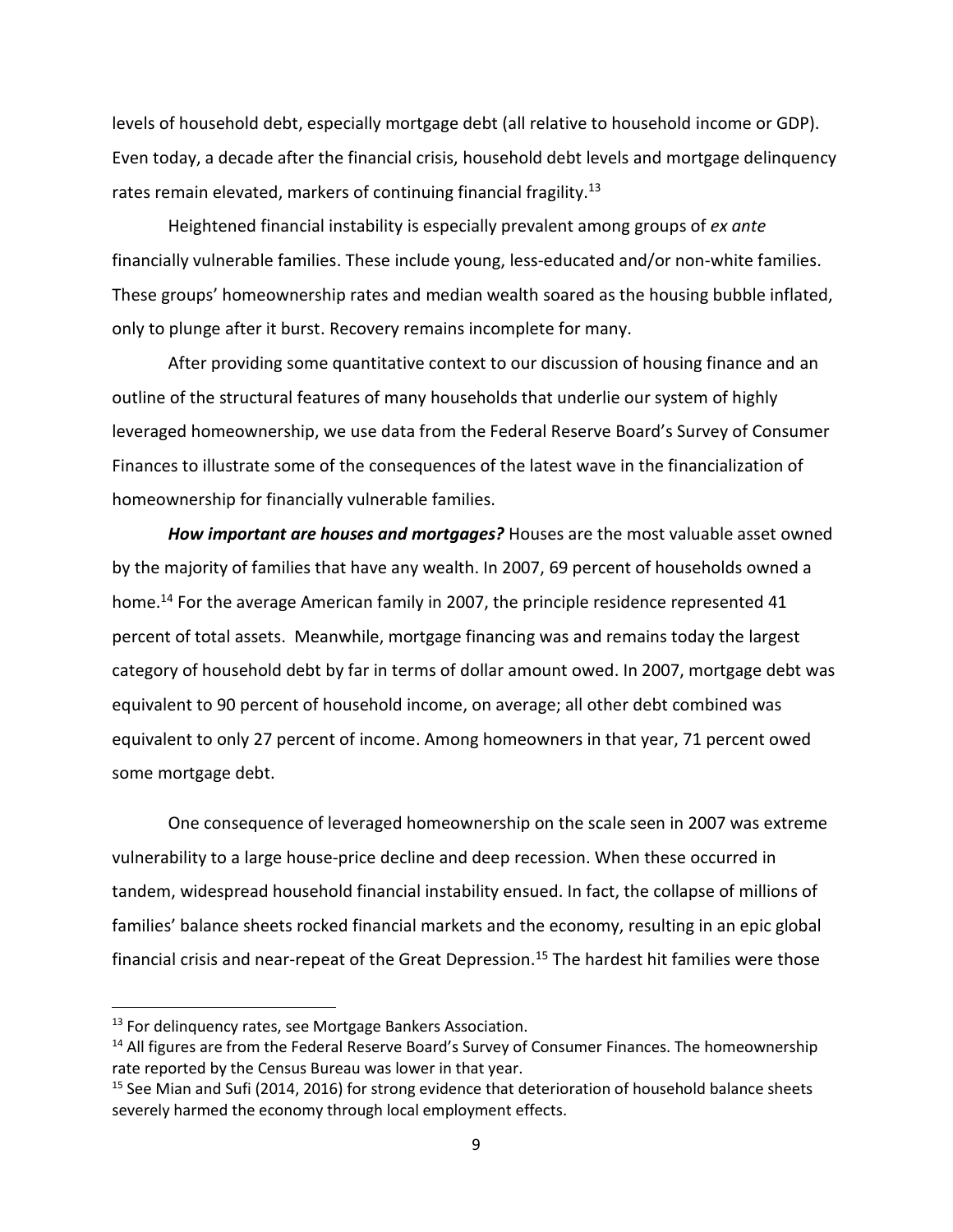levels of household debt, especially mortgage debt (all relative to household income or GDP). Even today, a decade after the financial crisis, household debt levels and mortgage delinquency rates remain elevated, markers of continuing financial fragility.[13]

Heightened financial instability is especially prevalent among groups of *ex ante* financially vulnerable families. These include young, less-educated and/or non-white families. These groups' homeownership rates and median wealth soared as the housing bubble inflated, only to plunge after it burst. Recovery remains incomplete for many.

After providing some quantitative context to our discussion of housing finance and an outline of the structural features of many households that underlie our system of highly leveraged homeownership, we use data from the Federal Reserve Board's Survey of Consumer Finances to illustrate some of the consequences of the latest wave in the financialization of homeownership for financially vulnerable families.

***How important are houses and mortgages?*** Houses are the most valuable asset owned by the majority of families that have any wealth. In 2007, 69 percent of households owned a home.[14] For the average American family in 2007, the principle residence represented 41 percent of total assets. Meanwhile, mortgage financing was and remains today the largest category of household debt by far in terms of dollar amount owed. In 2007, mortgage debt was equivalent to 90 percent of household income, on average; all other debt combined was equivalent to only 27 percent of income. Among homeowners in that year, 71 percent owed some mortgage debt.

One consequence of leveraged homeownership on the scale seen in 2007 was extreme vulnerability to a large house-price decline and deep recession. When these occurred in tandem, widespread household financial instability ensued. In fact, the collapse of millions of families' balance sheets rocked financial markets and the economy, resulting in an epic global financial crisis and near-repeat of the Great Depression.[15] The hardest hit families were those

---

[13] For delinquency rates, see Mortgage Bankers Association.

[14] All figures are from the Federal Reserve Board's Survey of Consumer Finances. The homeownership rate reported by the Census Bureau was lower in that year.

[15] See Mian and Sufi (2014, 2016) for strong evidence that deterioration of household balance sheets severely harmed the economy through local employment effects.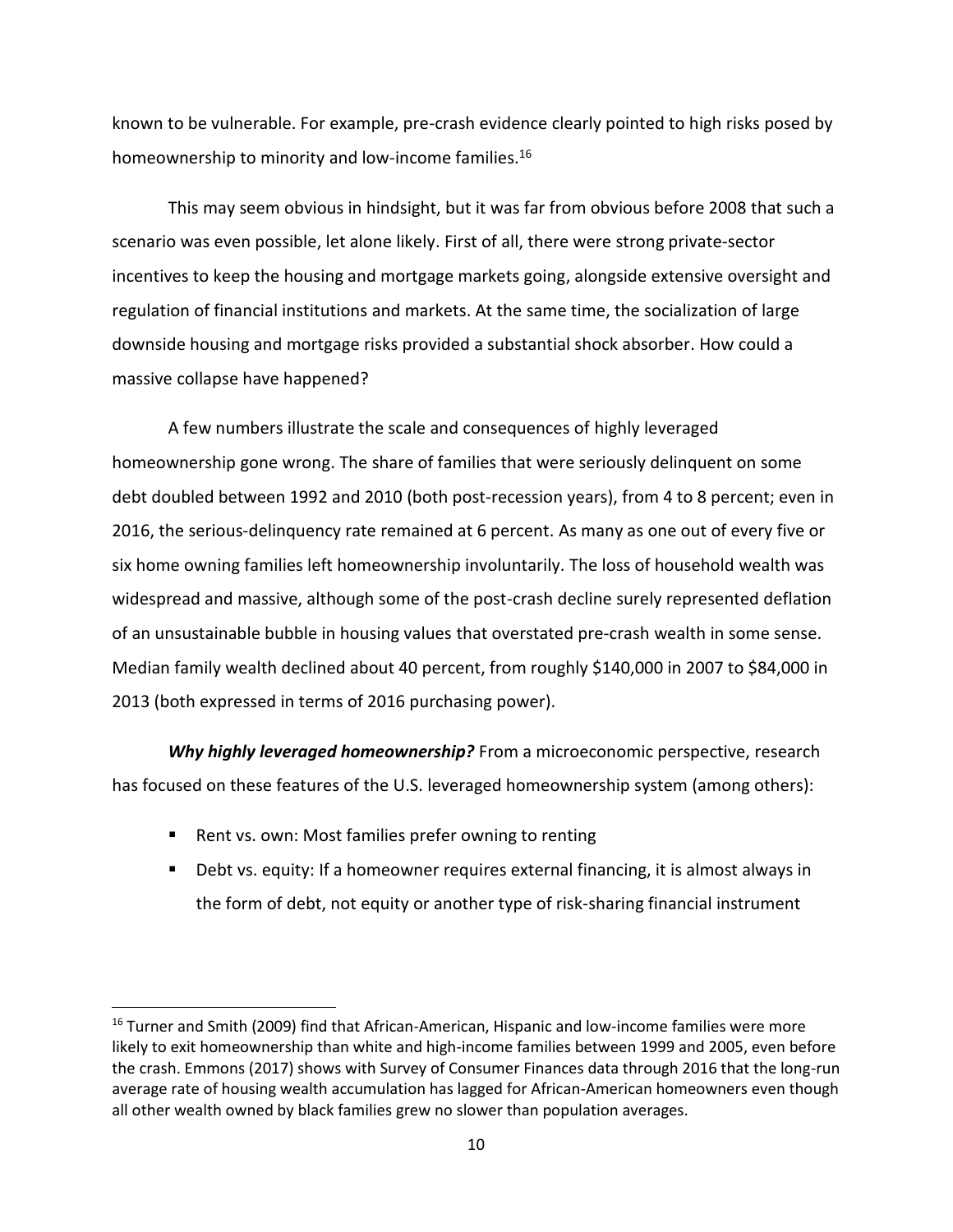known to be vulnerable. For example, pre-crash evidence clearly pointed to high risks posed by homeownership to minority and low-income families.[16]

This may seem obvious in hindsight, but it was far from obvious before 2008 that such a scenario was even possible, let alone likely. First of all, there were strong private-sector incentives to keep the housing and mortgage markets going, alongside extensive oversight and regulation of financial institutions and markets. At the same time, the socialization of large downside housing and mortgage risks provided a substantial shock absorber. How could a massive collapse have happened?

A few numbers illustrate the scale and consequences of highly leveraged homeownership gone wrong. The share of families that were seriously delinquent on some debt doubled between 1992 and 2010 (both post-recession years), from 4 to 8 percent; even in 2016, the serious-delinquency rate remained at 6 percent. As many as one out of every five or six home owning families left homeownership involuntarily. The loss of household wealth was widespread and massive, although some of the post-crash decline surely represented deflation of an unsustainable bubble in housing values that overstated pre-crash wealth in some sense. Median family wealth declined about 40 percent, from roughly $140,000 in 2007 to $84,000 in 2013 (both expressed in terms of 2016 purchasing power).

***Why highly leveraged homeownership?*** From a microeconomic perspective, research has focused on these features of the U.S. leveraged homeownership system (among others):

- Rent vs. own: Most families prefer owning to renting
- Debt vs. equity: If a homeowner requires external financing, it is almost always in the form of debt, not equity or another type of risk-sharing financial instrument

[16] Turner and Smith (2009) find that African-American, Hispanic and low-income families were more likely to exit homeownership than white and high-income families between 1999 and 2005, even before the crash. Emmons (2017) shows with Survey of Consumer Finances data through 2016 that the long-run average rate of housing wealth accumulation has lagged for African-American homeowners even though all other wealth owned by black families grew no slower than population averages.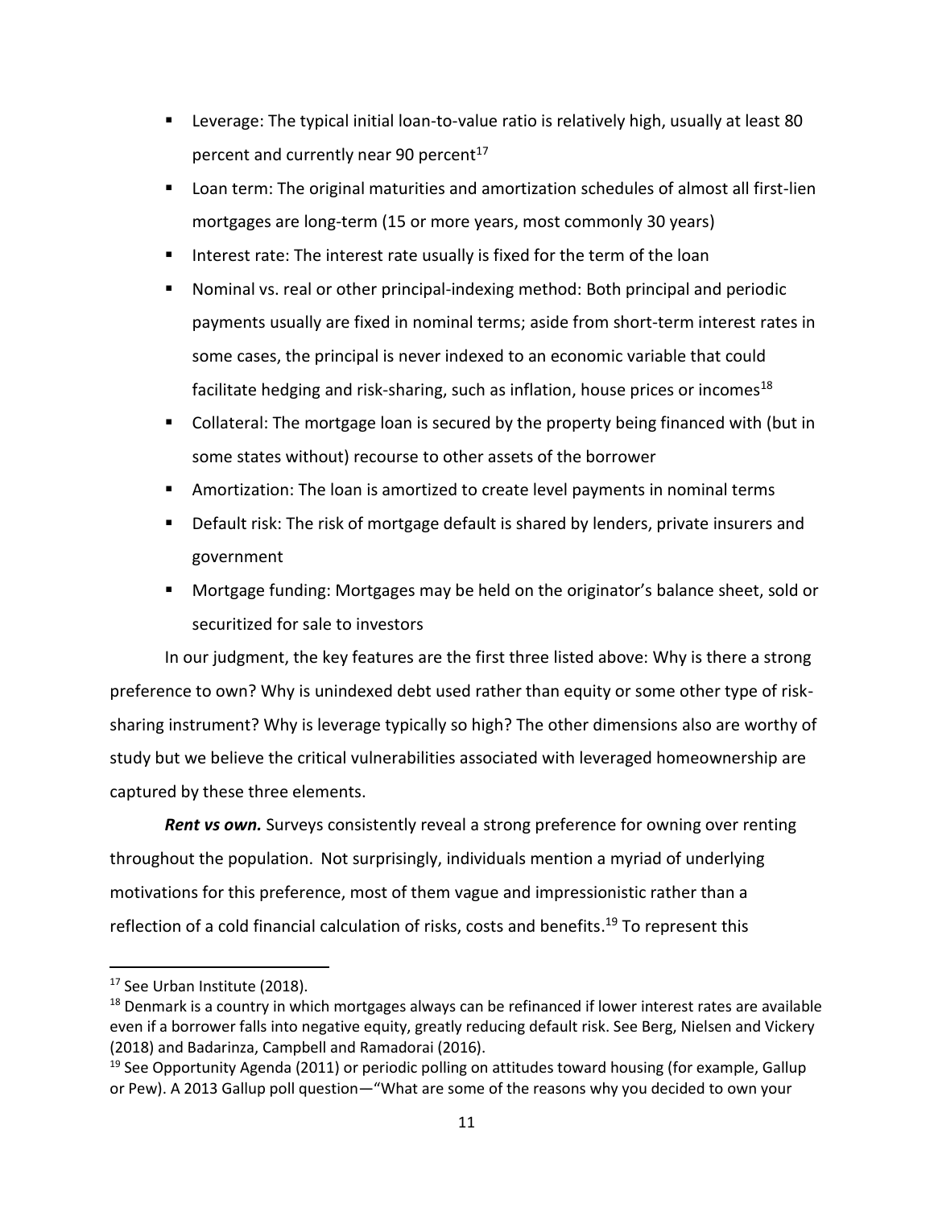- Leverage: The typical initial loan-to-value ratio is relatively high, usually at least 80 percent and currently near 90 percent[17]
- Loan term: The original maturities and amortization schedules of almost all first-lien mortgages are long-term (15 or more years, most commonly 30 years)
- Interest rate: The interest rate usually is fixed for the term of the loan
- Nominal vs. real or other principal-indexing method: Both principal and periodic payments usually are fixed in nominal terms; aside from short-term interest rates in some cases, the principal is never indexed to an economic variable that could facilitate hedging and risk-sharing, such as inflation, house prices or incomes[18]
- Collateral: The mortgage loan is secured by the property being financed with (but in some states without) recourse to other assets of the borrower
- Amortization: The loan is amortized to create level payments in nominal terms
- Default risk: The risk of mortgage default is shared by lenders, private insurers and government
- Mortgage funding: Mortgages may be held on the originator's balance sheet, sold or securitized for sale to investors

In our judgment, the key features are the first three listed above: Why is there a strong preference to own? Why is unindexed debt used rather than equity or some other type of risk-sharing instrument? Why is leverage typically so high? The other dimensions also are worthy of study but we believe the critical vulnerabilities associated with leveraged homeownership are captured by these three elements.

***Rent vs own.*** Surveys consistently reveal a strong preference for owning over renting throughout the population. Not surprisingly, individuals mention a myriad of underlying motivations for this preference, most of them vague and impressionistic rather than a reflection of a cold financial calculation of risks, costs and benefits.[19] To represent this

---

[17] See Urban Institute (2018).

[18] Denmark is a country in which mortgages always can be refinanced if lower interest rates are available even if a borrower falls into negative equity, greatly reducing default risk. See Berg, Nielsen and Vickery (2018) and Badarinza, Campbell and Ramadorai (2016).

[19] See Opportunity Agenda (2011) or periodic polling on attitudes toward housing (for example, Gallup or Pew). A 2013 Gallup poll question—"What are some of the reasons why you decided to own your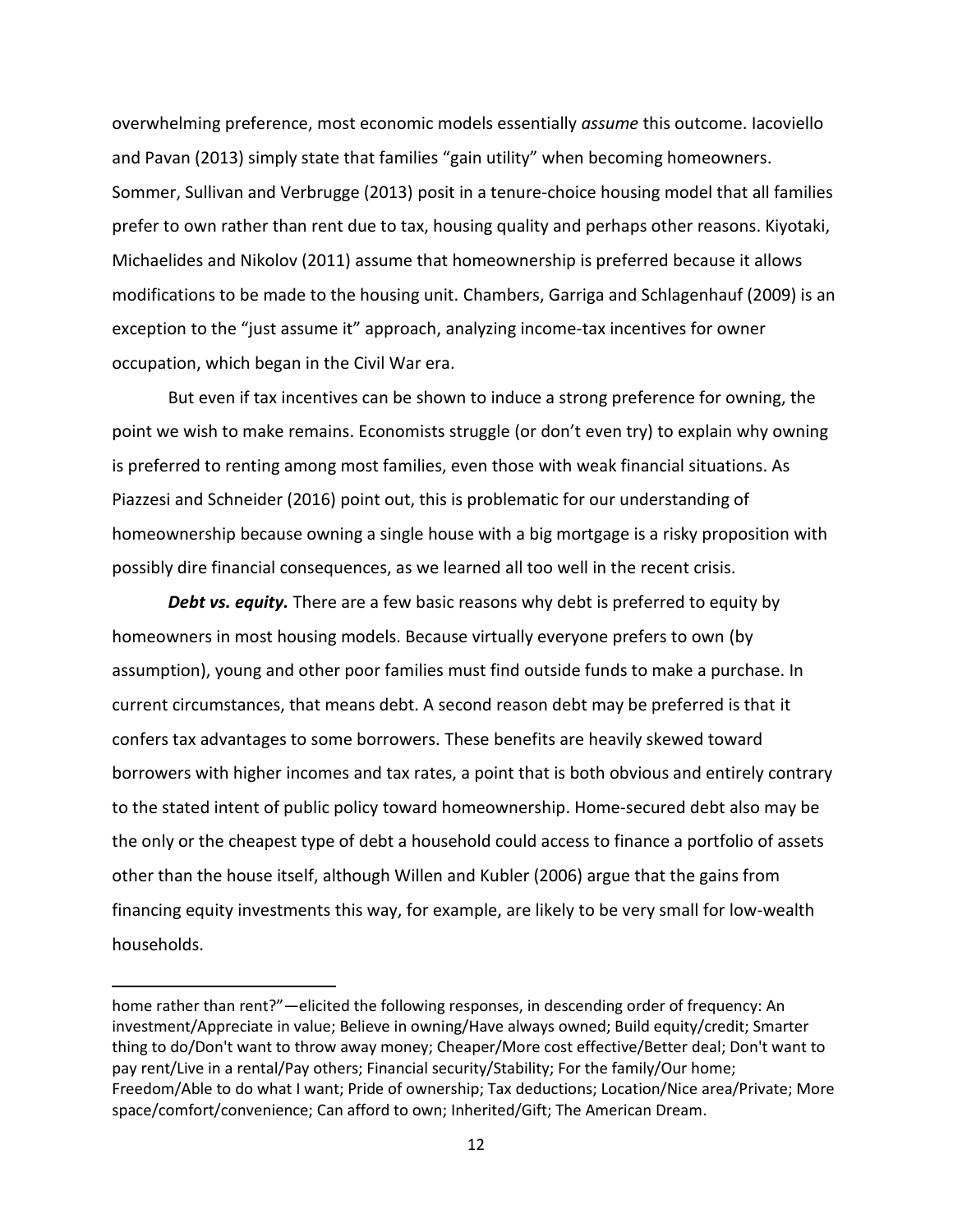overwhelming preference, most economic models essentially *assume* this outcome. Iacoviello and Pavan (2013) simply state that families "gain utility" when becoming homeowners. Sommer, Sullivan and Verbrugge (2013) posit in a tenure-choice housing model that all families prefer to own rather than rent due to tax, housing quality and perhaps other reasons. Kiyotaki, Michaelides and Nikolov (2011) assume that homeownership is preferred because it allows modifications to be made to the housing unit. Chambers, Garriga and Schlagenhauf (2009) is an exception to the "just assume it" approach, analyzing income-tax incentives for owner occupation, which began in the Civil War era.

But even if tax incentives can be shown to induce a strong preference for owning, the point we wish to make remains. Economists struggle (or don't even try) to explain why owning is preferred to renting among most families, even those with weak financial situations. As Piazzesi and Schneider (2016) point out, this is problematic for our understanding of homeownership because owning a single house with a big mortgage is a risky proposition with possibly dire financial consequences, as we learned all too well in the recent crisis.

***Debt vs. equity.*** There are a few basic reasons why debt is preferred to equity by homeowners in most housing models. Because virtually everyone prefers to own (by assumption), young and other poor families must find outside funds to make a purchase. In current circumstances, that means debt. A second reason debt may be preferred is that it confers tax advantages to some borrowers. These benefits are heavily skewed toward borrowers with higher incomes and tax rates, a point that is both obvious and entirely contrary to the stated intent of public policy toward homeownership. Home-secured debt also may be the only or the cheapest type of debt a household could access to finance a portfolio of assets other than the house itself, although Willen and Kubler (2006) argue that the gains from financing equity investments this way, for example, are likely to be very small for low-wealth households.

---

home rather than rent?"—elicited the following responses, in descending order of frequency: An investment/Appreciate in value; Believe in owning/Have always owned; Build equity/credit; Smarter thing to do/Don't want to throw away money; Cheaper/More cost effective/Better deal; Don't want to pay rent/Live in a rental/Pay others; Financial security/Stability; For the family/Our home; Freedom/Able to do what I want; Pride of ownership; Tax deductions; Location/Nice area/Private; More space/comfort/convenience; Can afford to own; Inherited/Gift; The American Dream.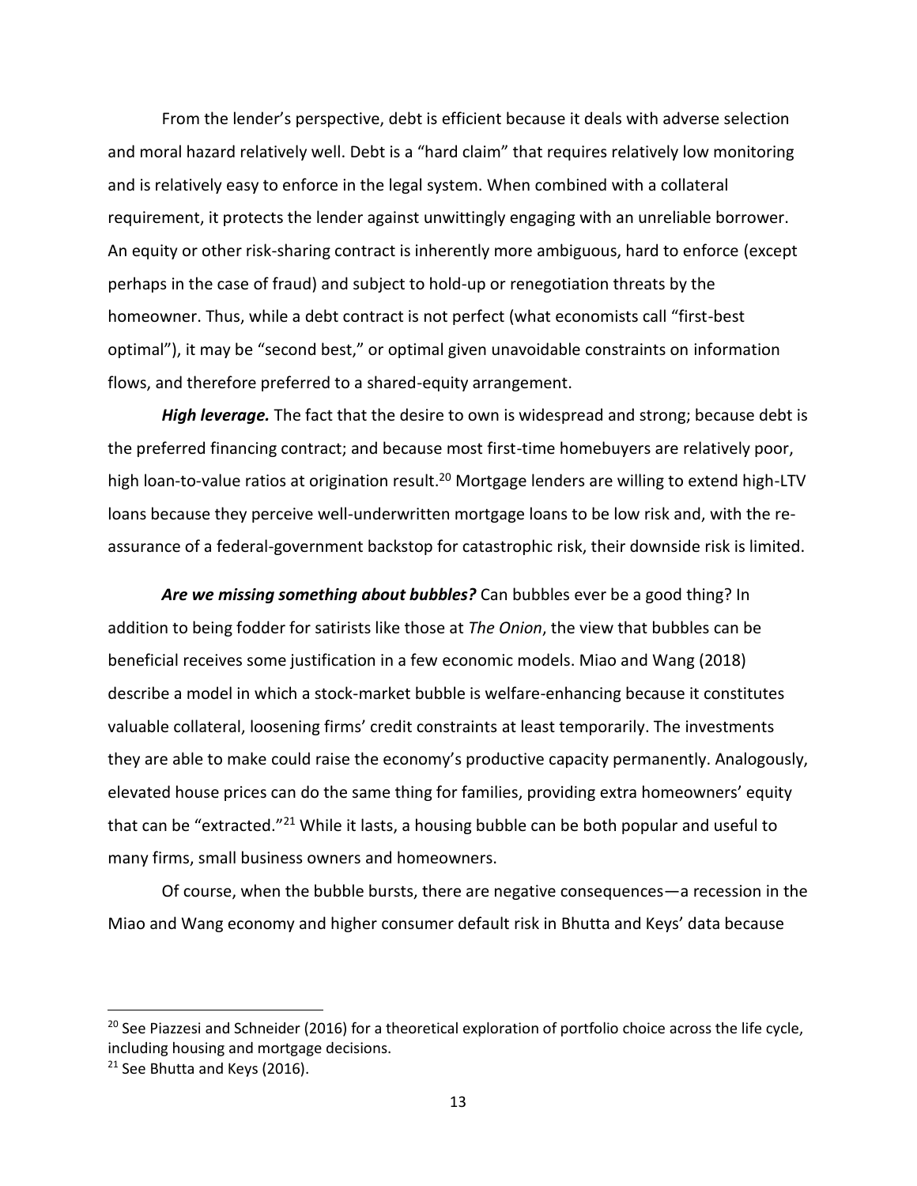From the lender's perspective, debt is efficient because it deals with adverse selection and moral hazard relatively well. Debt is a "hard claim" that requires relatively low monitoring and is relatively easy to enforce in the legal system. When combined with a collateral requirement, it protects the lender against unwittingly engaging with an unreliable borrower. An equity or other risk-sharing contract is inherently more ambiguous, hard to enforce (except perhaps in the case of fraud) and subject to hold-up or renegotiation threats by the homeowner. Thus, while a debt contract is not perfect (what economists call "first-best optimal"), it may be "second best," or optimal given unavoidable constraints on information flows, and therefore preferred to a shared-equity arrangement.

***High leverage.*** The fact that the desire to own is widespread and strong; because debt is the preferred financing contract; and because most first-time homebuyers are relatively poor, high loan-to-value ratios at origination result.[20] Mortgage lenders are willing to extend high-LTV loans because they perceive well-underwritten mortgage loans to be low risk and, with the re-assurance of a federal-government backstop for catastrophic risk, their downside risk is limited.

***Are we missing something about bubbles?*** Can bubbles ever be a good thing? In addition to being fodder for satirists like those at *The Onion*, the view that bubbles can be beneficial receives some justification in a few economic models. Miao and Wang (2018) describe a model in which a stock-market bubble is welfare-enhancing because it constitutes valuable collateral, loosening firms' credit constraints at least temporarily. The investments they are able to make could raise the economy's productive capacity permanently. Analogously, elevated house prices can do the same thing for families, providing extra homeowners' equity that can be "extracted."[21] While it lasts, a housing bubble can be both popular and useful to many firms, small business owners and homeowners.

Of course, when the bubble bursts, there are negative consequences—a recession in the Miao and Wang economy and higher consumer default risk in Bhutta and Keys' data because

---

[20] See Piazzesi and Schneider (2016) for a theoretical exploration of portfolio choice across the life cycle, including housing and mortgage decisions.

[21] See Bhutta and Keys (2016).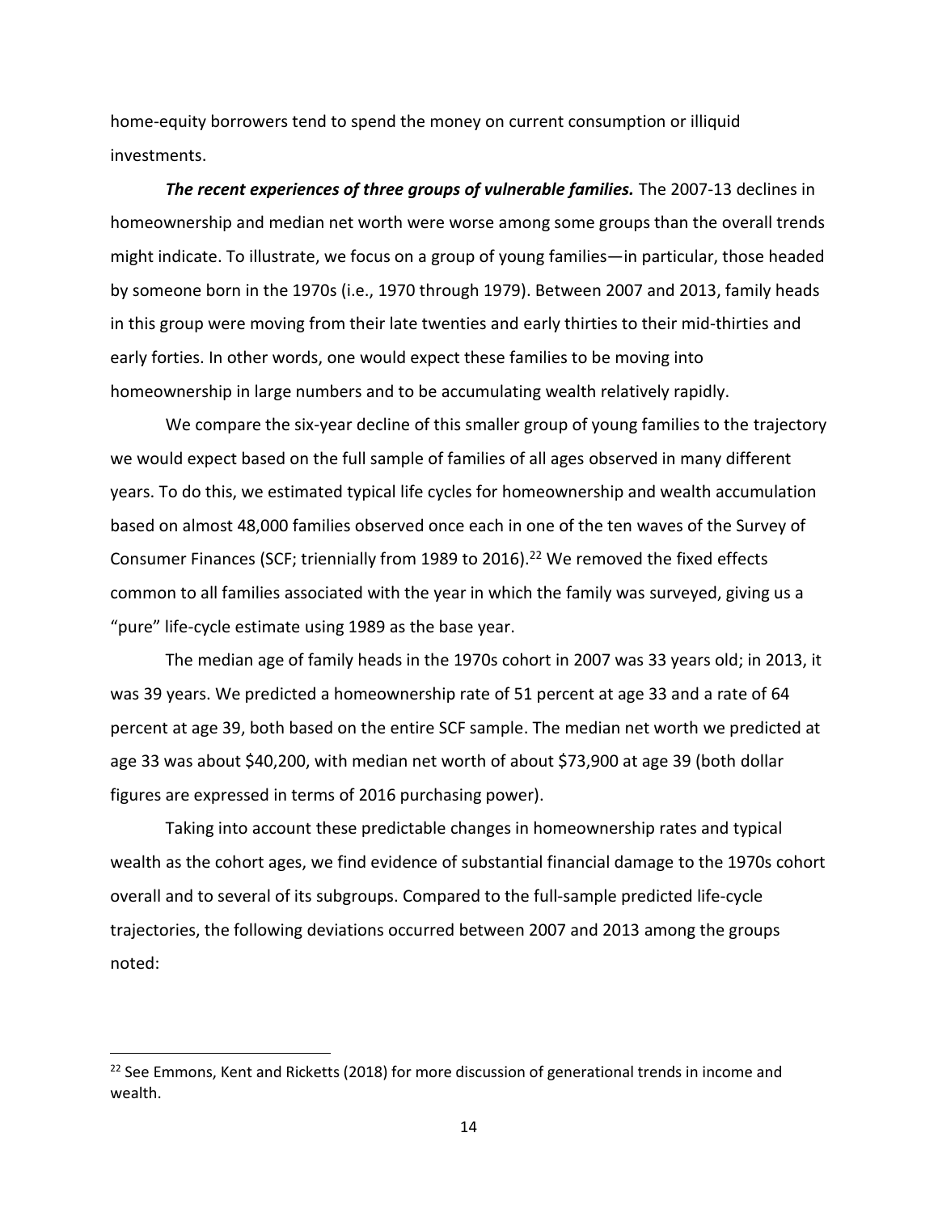home-equity borrowers tend to spend the money on current consumption or illiquid investments.

***The recent experiences of three groups of vulnerable families.*** The 2007-13 declines in homeownership and median net worth were worse among some groups than the overall trends might indicate. To illustrate, we focus on a group of young families—in particular, those headed by someone born in the 1970s (i.e., 1970 through 1979). Between 2007 and 2013, family heads in this group were moving from their late twenties and early thirties to their mid-thirties and early forties. In other words, one would expect these families to be moving into homeownership in large numbers and to be accumulating wealth relatively rapidly.

We compare the six-year decline of this smaller group of young families to the trajectory we would expect based on the full sample of families of all ages observed in many different years. To do this, we estimated typical life cycles for homeownership and wealth accumulation based on almost 48,000 families observed once each in one of the ten waves of the Survey of Consumer Finances (SCF; triennially from 1989 to 2016).[22] We removed the fixed effects common to all families associated with the year in which the family was surveyed, giving us a "pure" life-cycle estimate using 1989 as the base year.

The median age of family heads in the 1970s cohort in 2007 was 33 years old; in 2013, it was 39 years. We predicted a homeownership rate of 51 percent at age 33 and a rate of 64 percent at age 39, both based on the entire SCF sample. The median net worth we predicted at age 33 was about $40,200, with median net worth of about $73,900 at age 39 (both dollar figures are expressed in terms of 2016 purchasing power).

Taking into account these predictable changes in homeownership rates and typical wealth as the cohort ages, we find evidence of substantial financial damage to the 1970s cohort overall and to several of its subgroups. Compared to the full-sample predicted life-cycle trajectories, the following deviations occurred between 2007 and 2013 among the groups noted:

[22] See Emmons, Kent and Ricketts (2018) for more discussion of generational trends in income and wealth.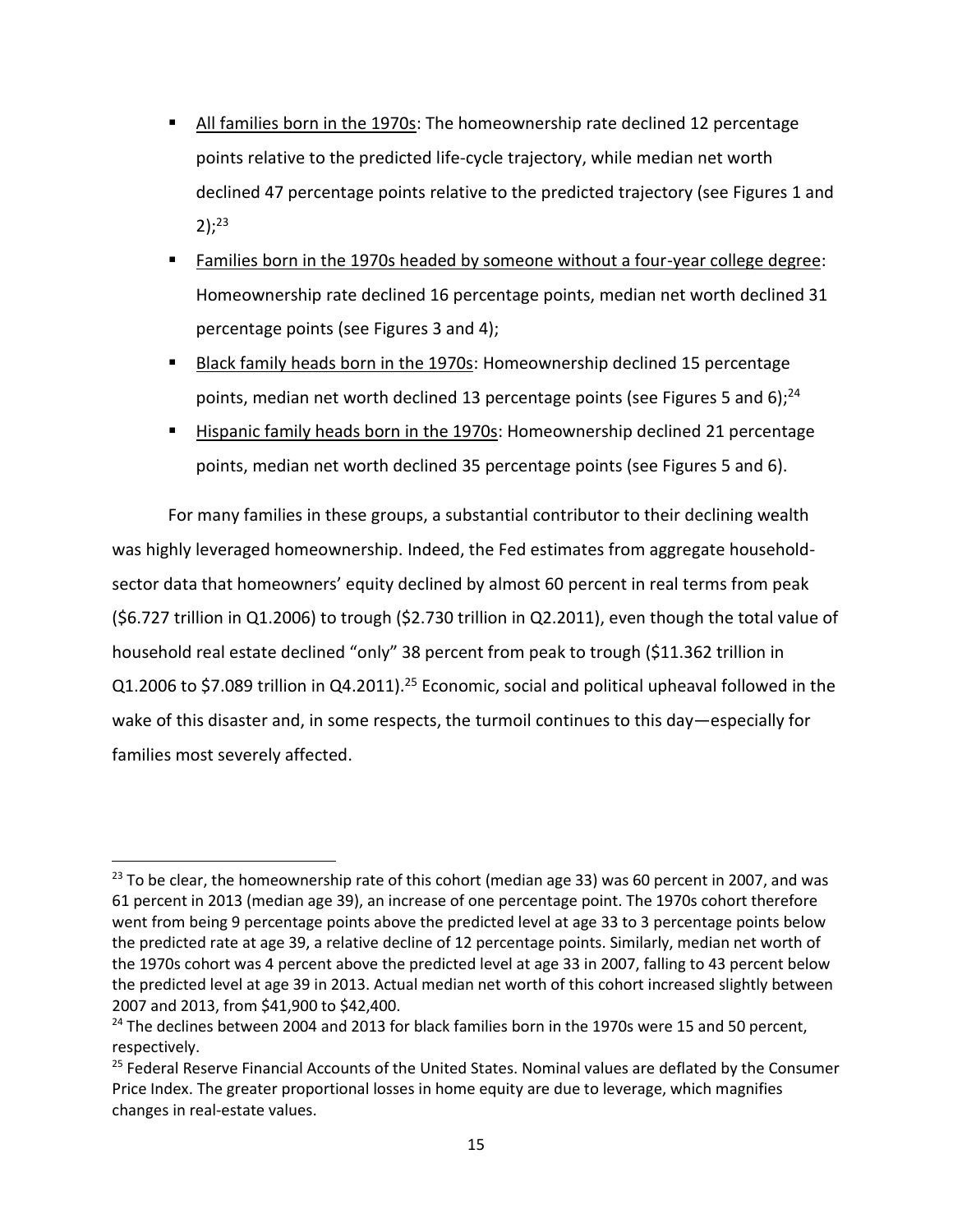- <u>All families born in the 1970s</u>: The homeownership rate declined 12 percentage points relative to the predicted life-cycle trajectory, while median net worth declined 47 percentage points relative to the predicted trajectory (see Figures 1 and 2);[23]
- <u>Families born in the 1970s headed by someone without a four-year college degree</u>: Homeownership rate declined 16 percentage points, median net worth declined 31 percentage points (see Figures 3 and 4);
- <u>Black family heads born in the 1970s</u>: Homeownership declined 15 percentage points, median net worth declined 13 percentage points (see Figures 5 and 6);[24]
- <u>Hispanic family heads born in the 1970s</u>: Homeownership declined 21 percentage points, median net worth declined 35 percentage points (see Figures 5 and 6).

For many families in these groups, a substantial contributor to their declining wealth was highly leveraged homeownership. Indeed, the Fed estimates from aggregate household-sector data that homeowners' equity declined by almost 60 percent in real terms from peak ($6.727 trillion in Q1.2006) to trough ($2.730 trillion in Q2.2011), even though the total value of household real estate declined "only" 38 percent from peak to trough ($11.362 trillion in Q1.2006 to $7.089 trillion in Q4.2011).[25] Economic, social and political upheaval followed in the wake of this disaster and, in some respects, the turmoil continues to this day—especially for families most severely affected.

---

[23] To be clear, the homeownership rate of this cohort (median age 33) was 60 percent in 2007, and was 61 percent in 2013 (median age 39), an increase of one percentage point. The 1970s cohort therefore went from being 9 percentage points above the predicted level at age 33 to 3 percentage points below the predicted rate at age 39, a relative decline of 12 percentage points. Similarly, median net worth of the 1970s cohort was 4 percent above the predicted level at age 33 in 2007, falling to 43 percent below the predicted level at age 39 in 2013. Actual median net worth of this cohort increased slightly between 2007 and 2013, from $41,900 to $42,400.

[24] The declines between 2004 and 2013 for black families born in the 1970s were 15 and 50 percent, respectively.

[25] Federal Reserve Financial Accounts of the United States. Nominal values are deflated by the Consumer Price Index. The greater proportional losses in home equity are due to leverage, which magnifies changes in real-estate values.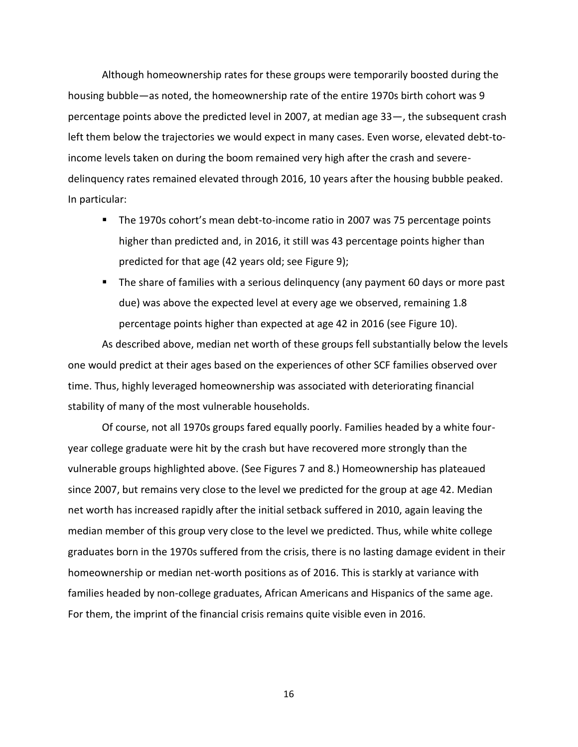Although homeownership rates for these groups were temporarily boosted during the housing bubble—as noted, the homeownership rate of the entire 1970s birth cohort was 9 percentage points above the predicted level in 2007, at median age 33—, the subsequent crash left them below the trajectories we would expect in many cases. Even worse, elevated debt-to-income levels taken on during the boom remained very high after the crash and severe-delinquency rates remained elevated through 2016, 10 years after the housing bubble peaked. In particular:

- The 1970s cohort's mean debt-to-income ratio in 2007 was 75 percentage points higher than predicted and, in 2016, it still was 43 percentage points higher than predicted for that age (42 years old; see Figure 9);
- The share of families with a serious delinquency (any payment 60 days or more past due) was above the expected level at every age we observed, remaining 1.8 percentage points higher than expected at age 42 in 2016 (see Figure 10).

As described above, median net worth of these groups fell substantially below the levels one would predict at their ages based on the experiences of other SCF families observed over time. Thus, highly leveraged homeownership was associated with deteriorating financial stability of many of the most vulnerable households.

Of course, not all 1970s groups fared equally poorly. Families headed by a white four-year college graduate were hit by the crash but have recovered more strongly than the vulnerable groups highlighted above. (See Figures 7 and 8.) Homeownership has plateaued since 2007, but remains very close to the level we predicted for the group at age 42. Median net worth has increased rapidly after the initial setback suffered in 2010, again leaving the median member of this group very close to the level we predicted. Thus, while white college graduates born in the 1970s suffered from the crisis, there is no lasting damage evident in their homeownership or median net-worth positions as of 2016. This is starkly at variance with families headed by non-college graduates, African Americans and Hispanics of the same age. For them, the imprint of the financial crisis remains quite visible even in 2016.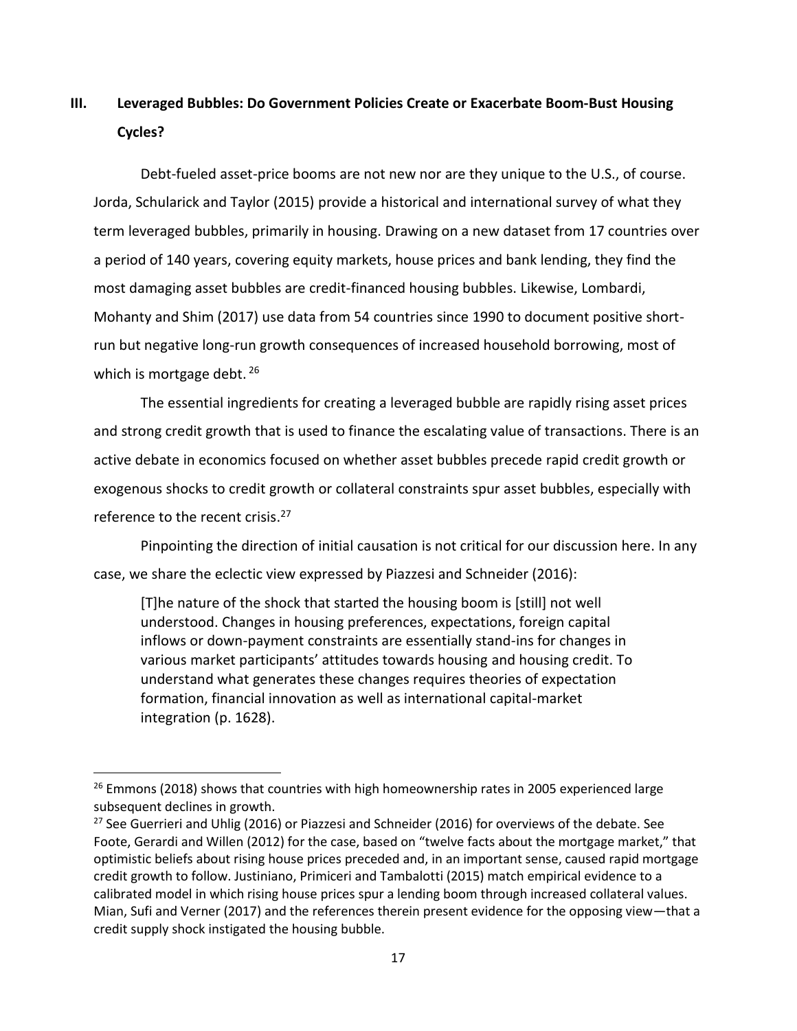## III. Leveraged Bubbles: Do Government Policies Create or Exacerbate Boom-Bust Housing Cycles?

Debt-fueled asset-price booms are not new nor are they unique to the U.S., of course. Jorda, Schularick and Taylor (2015) provide a historical and international survey of what they term leveraged bubbles, primarily in housing. Drawing on a new dataset from 17 countries over a period of 140 years, covering equity markets, house prices and bank lending, they find the most damaging asset bubbles are credit-financed housing bubbles. Likewise, Lombardi, Mohanty and Shim (2017) use data from 54 countries since 1990 to document positive short-run but negative long-run growth consequences of increased household borrowing, most of which is mortgage debt. [26]

The essential ingredients for creating a leveraged bubble are rapidly rising asset prices and strong credit growth that is used to finance the escalating value of transactions. There is an active debate in economics focused on whether asset bubbles precede rapid credit growth or exogenous shocks to credit growth or collateral constraints spur asset bubbles, especially with reference to the recent crisis.[27]

Pinpointing the direction of initial causation is not critical for our discussion here. In any case, we share the eclectic view expressed by Piazzesi and Schneider (2016):

> [T]he nature of the shock that started the housing boom is [still] not well understood. Changes in housing preferences, expectations, foreign capital inflows or down-payment constraints are essentially stand-ins for changes in various market participants' attitudes towards housing and housing credit. To understand what generates these changes requires theories of expectation formation, financial innovation as well as international capital-market integration (p. 1628).

---

[26] Emmons (2018) shows that countries with high homeownership rates in 2005 experienced large subsequent declines in growth.

[27] See Guerrieri and Uhlig (2016) or Piazzesi and Schneider (2016) for overviews of the debate. See Foote, Gerardi and Willen (2012) for the case, based on "twelve facts about the mortgage market," that optimistic beliefs about rising house prices preceded and, in an important sense, caused rapid mortgage credit growth to follow. Justiniano, Primiceri and Tambalotti (2015) match empirical evidence to a calibrated model in which rising house prices spur a lending boom through increased collateral values. Mian, Sufi and Verner (2017) and the references therein present evidence for the opposing view—that a credit supply shock instigated the housing bubble.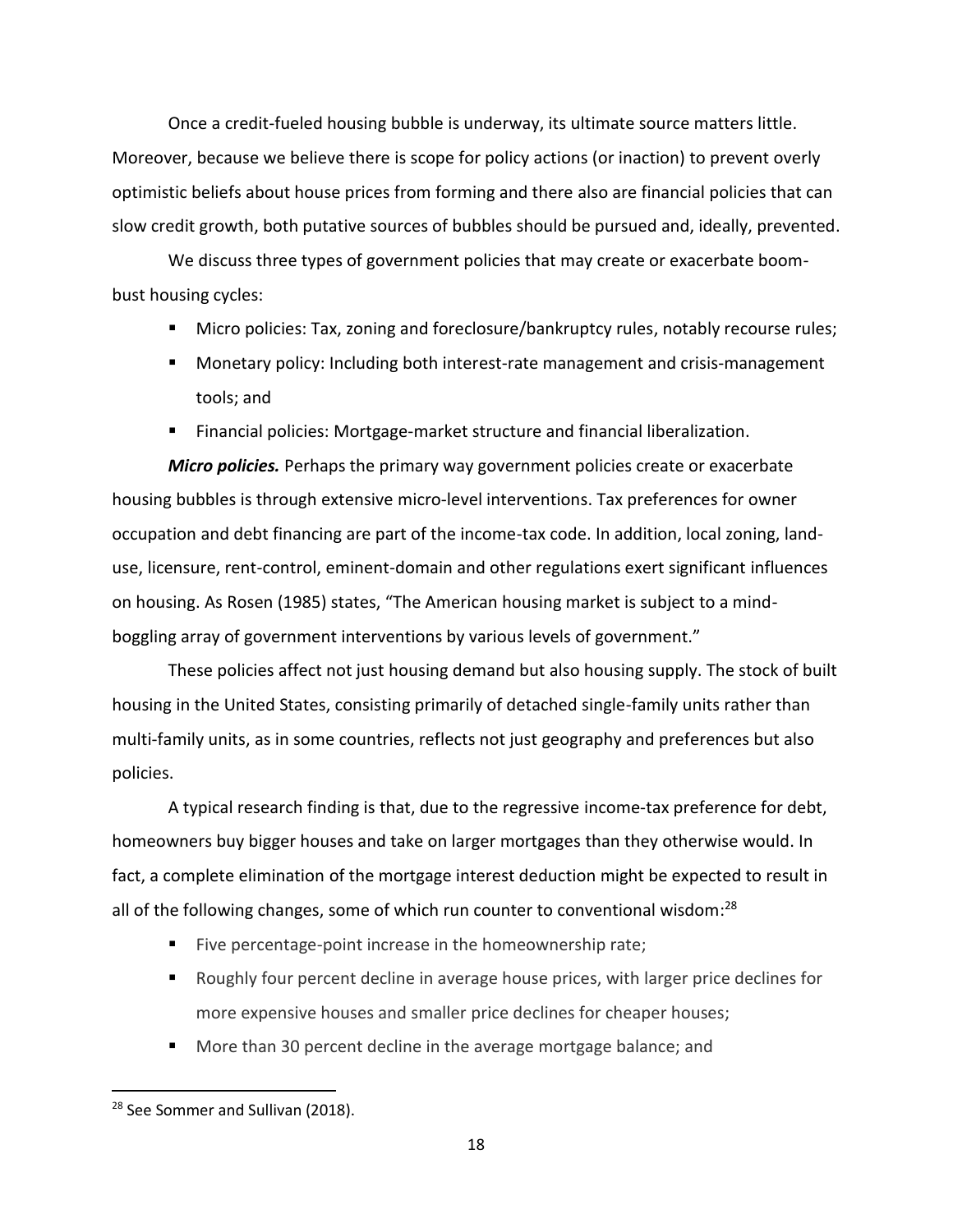Once a credit-fueled housing bubble is underway, its ultimate source matters little. Moreover, because we believe there is scope for policy actions (or inaction) to prevent overly optimistic beliefs about house prices from forming and there also are financial policies that can slow credit growth, both putative sources of bubbles should be pursued and, ideally, prevented.

We discuss three types of government policies that may create or exacerbate boom-bust housing cycles:

- Micro policies: Tax, zoning and foreclosure/bankruptcy rules, notably recourse rules;
- Monetary policy: Including both interest-rate management and crisis-management tools; and
- Financial policies: Mortgage-market structure and financial liberalization.

***Micro policies.*** Perhaps the primary way government policies create or exacerbate housing bubbles is through extensive micro-level interventions. Tax preferences for owner occupation and debt financing are part of the income-tax code. In addition, local zoning, land-use, licensure, rent-control, eminent-domain and other regulations exert significant influences on housing. As Rosen (1985) states, "The American housing market is subject to a mind-boggling array of government interventions by various levels of government."

These policies affect not just housing demand but also housing supply. The stock of built housing in the United States, consisting primarily of detached single-family units rather than multi-family units, as in some countries, reflects not just geography and preferences but also policies.

A typical research finding is that, due to the regressive income-tax preference for debt, homeowners buy bigger houses and take on larger mortgages than they otherwise would. In fact, a complete elimination of the mortgage interest deduction might be expected to result in all of the following changes, some of which run counter to conventional wisdom:[28]

- Five percentage-point increase in the homeownership rate;
- Roughly four percent decline in average house prices, with larger price declines for more expensive houses and smaller price declines for cheaper houses;
- More than 30 percent decline in the average mortgage balance; and

[28] See Sommer and Sullivan (2018).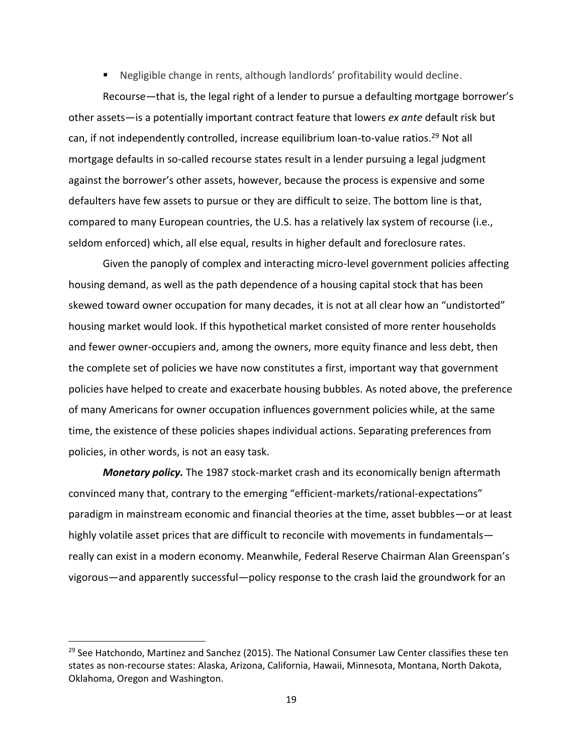- Negligible change in rents, although landlords' profitability would decline.

Recourse—that is, the legal right of a lender to pursue a defaulting mortgage borrower's other assets—is a potentially important contract feature that lowers *ex ante* default risk but can, if not independently controlled, increase equilibrium loan-to-value ratios.[29] Not all mortgage defaults in so-called recourse states result in a lender pursuing a legal judgment against the borrower's other assets, however, because the process is expensive and some defaulters have few assets to pursue or they are difficult to seize. The bottom line is that, compared to many European countries, the U.S. has a relatively lax system of recourse (i.e., seldom enforced) which, all else equal, results in higher default and foreclosure rates.

Given the panoply of complex and interacting micro-level government policies affecting housing demand, as well as the path dependence of a housing capital stock that has been skewed toward owner occupation for many decades, it is not at all clear how an "undistorted" housing market would look. If this hypothetical market consisted of more renter households and fewer owner-occupiers and, among the owners, more equity finance and less debt, then the complete set of policies we have now constitutes a first, important way that government policies have helped to create and exacerbate housing bubbles. As noted above, the preference of many Americans for owner occupation influences government policies while, at the same time, the existence of these policies shapes individual actions. Separating preferences from policies, in other words, is not an easy task.

***Monetary policy.*** The 1987 stock-market crash and its economically benign aftermath convinced many that, contrary to the emerging "efficient-markets/rational-expectations" paradigm in mainstream economic and financial theories at the time, asset bubbles—or at least highly volatile asset prices that are difficult to reconcile with movements in fundamentals—really can exist in a modern economy. Meanwhile, Federal Reserve Chairman Alan Greenspan's vigorous—and apparently successful—policy response to the crash laid the groundwork for an

---

[29] See Hatchondo, Martinez and Sanchez (2015). The National Consumer Law Center classifies these ten states as non-recourse states: Alaska, Arizona, California, Hawaii, Minnesota, Montana, North Dakota, Oklahoma, Oregon and Washington.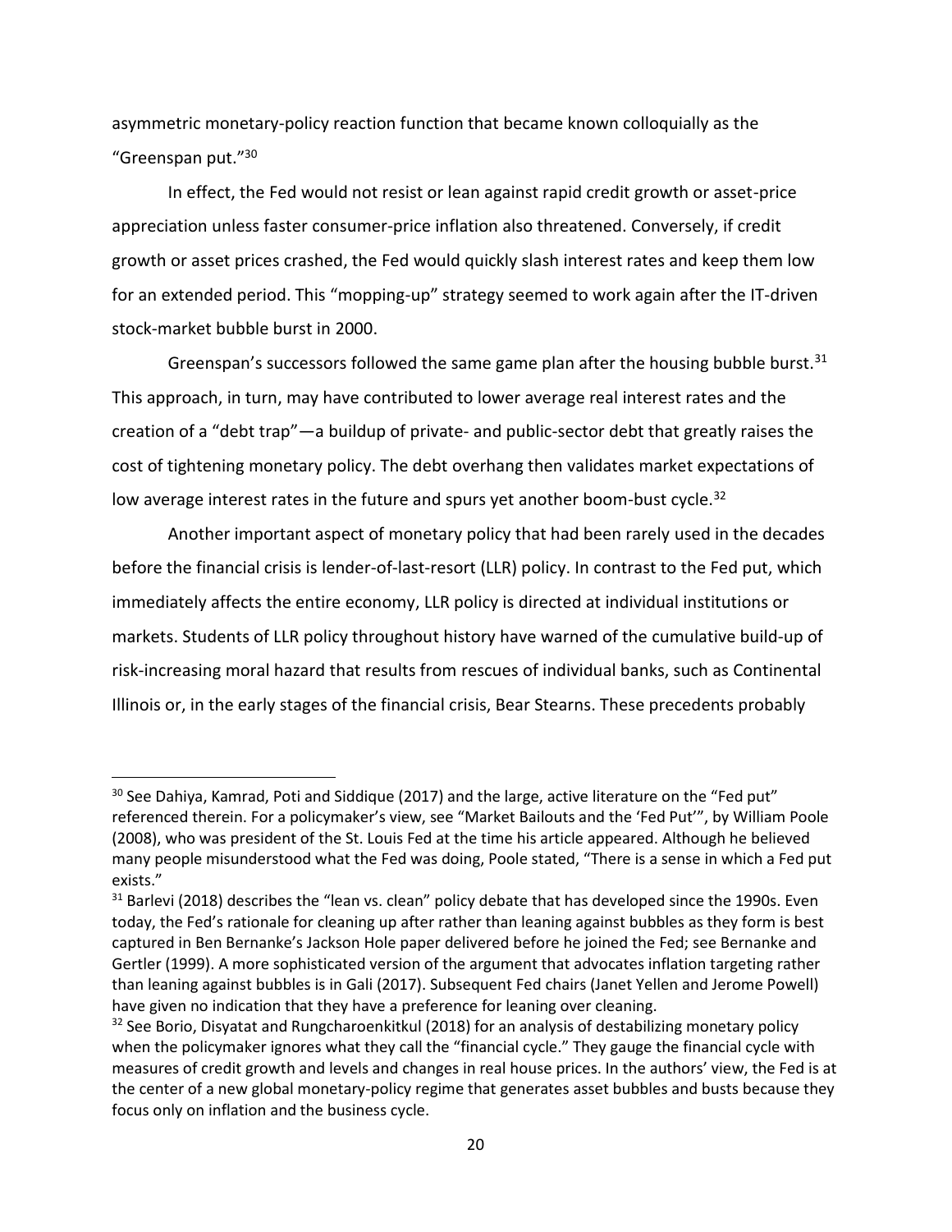asymmetric monetary-policy reaction function that became known colloquially as the "Greenspan put."[30]

In effect, the Fed would not resist or lean against rapid credit growth or asset-price appreciation unless faster consumer-price inflation also threatened. Conversely, if credit growth or asset prices crashed, the Fed would quickly slash interest rates and keep them low for an extended period. This "mopping-up" strategy seemed to work again after the IT-driven stock-market bubble burst in 2000.

Greenspan's successors followed the same game plan after the housing bubble burst.[31] This approach, in turn, may have contributed to lower average real interest rates and the creation of a "debt trap"—a buildup of private- and public-sector debt that greatly raises the cost of tightening monetary policy. The debt overhang then validates market expectations of low average interest rates in the future and spurs yet another boom-bust cycle.[32]

Another important aspect of monetary policy that had been rarely used in the decades before the financial crisis is lender-of-last-resort (LLR) policy. In contrast to the Fed put, which immediately affects the entire economy, LLR policy is directed at individual institutions or markets. Students of LLR policy throughout history have warned of the cumulative build-up of risk-increasing moral hazard that results from rescues of individual banks, such as Continental Illinois or, in the early stages of the financial crisis, Bear Stearns. These precedents probably

---

[30] See Dahiya, Kamrad, Poti and Siddique (2017) and the large, active literature on the "Fed put" referenced therein. For a policymaker's view, see "Market Bailouts and the 'Fed Put'", by William Poole (2008), who was president of the St. Louis Fed at the time his article appeared. Although he believed many people misunderstood what the Fed was doing, Poole stated, "There is a sense in which a Fed put exists."

[31] Barlevi (2018) describes the "lean vs. clean" policy debate that has developed since the 1990s. Even today, the Fed's rationale for cleaning up after rather than leaning against bubbles as they form is best captured in Ben Bernanke's Jackson Hole paper delivered before he joined the Fed; see Bernanke and Gertler (1999). A more sophisticated version of the argument that advocates inflation targeting rather than leaning against bubbles is in Gali (2017). Subsequent Fed chairs (Janet Yellen and Jerome Powell) have given no indication that they have a preference for leaning over cleaning.

[32] See Borio, Disyatat and Rungcharoenkitkul (2018) for an analysis of destabilizing monetary policy when the policymaker ignores what they call the "financial cycle." They gauge the financial cycle with measures of credit growth and levels and changes in real house prices. In the authors' view, the Fed is at the center of a new global monetary-policy regime that generates asset bubbles and busts because they focus only on inflation and the business cycle.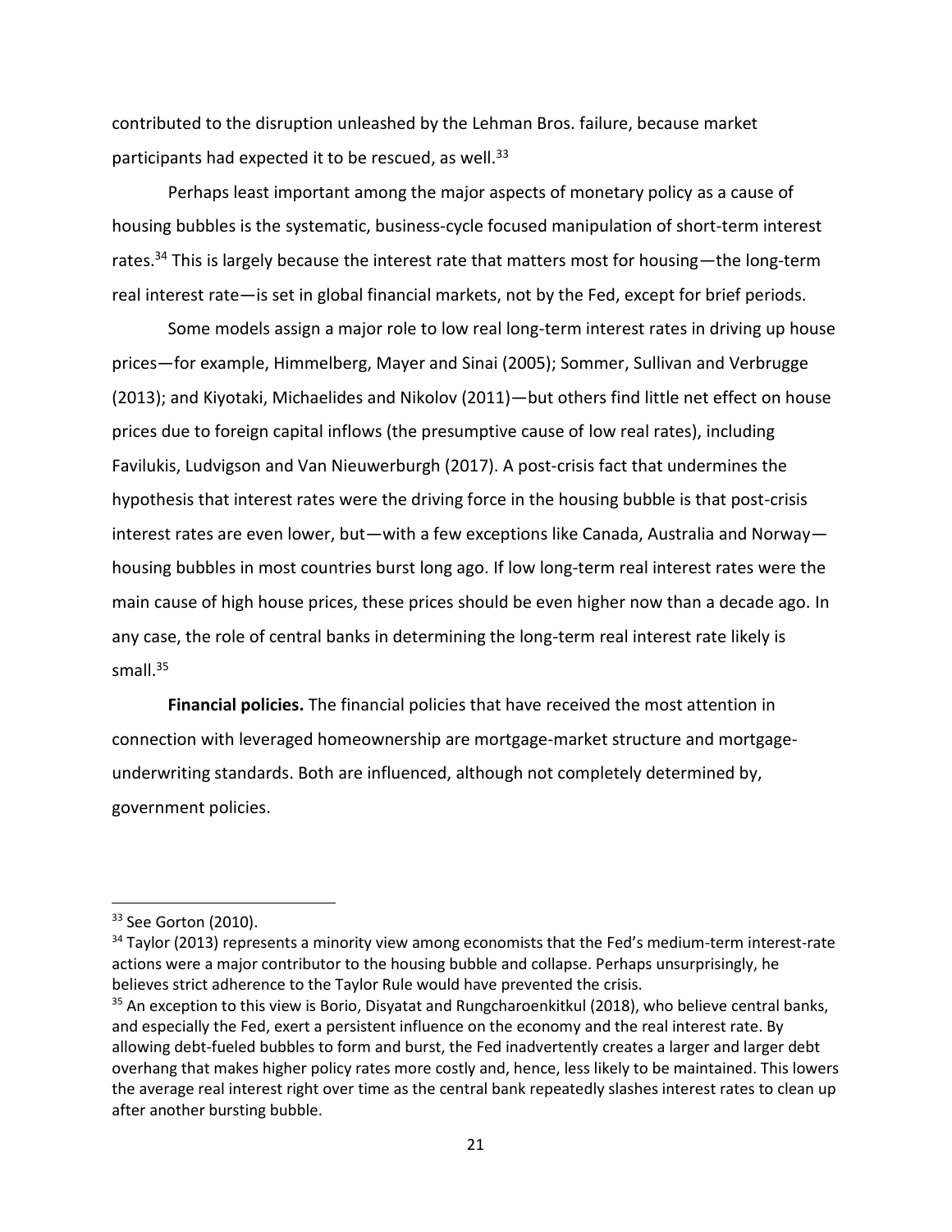contributed to the disruption unleashed by the Lehman Bros. failure, because market participants had expected it to be rescued, as well.[33]

Perhaps least important among the major aspects of monetary policy as a cause of housing bubbles is the systematic, business-cycle focused manipulation of short-term interest rates.[34] This is largely because the interest rate that matters most for housing—the long-term real interest rate—is set in global financial markets, not by the Fed, except for brief periods.

Some models assign a major role to low real long-term interest rates in driving up house prices—for example, Himmelberg, Mayer and Sinai (2005); Sommer, Sullivan and Verbrugge (2013); and Kiyotaki, Michaelides and Nikolov (2011)—but others find little net effect on house prices due to foreign capital inflows (the presumptive cause of low real rates), including Favilukis, Ludvigson and Van Nieuwerburgh (2017). A post-crisis fact that undermines the hypothesis that interest rates were the driving force in the housing bubble is that post-crisis interest rates are even lower, but—with a few exceptions like Canada, Australia and Norway—housing bubbles in most countries burst long ago. If low long-term real interest rates were the main cause of high house prices, these prices should be even higher now than a decade ago. In any case, the role of central banks in determining the long-term real interest rate likely is small.[35]

**Financial policies.** The financial policies that have received the most attention in connection with leveraged homeownership are mortgage-market structure and mortgage-underwriting standards. Both are influenced, although not completely determined by, government policies.

---

[33] See Gorton (2010).

[34] Taylor (2013) represents a minority view among economists that the Fed's medium-term interest-rate actions were a major contributor to the housing bubble and collapse. Perhaps unsurprisingly, he believes strict adherence to the Taylor Rule would have prevented the crisis.

[35] An exception to this view is Borio, Disyatat and Rungcharoenkitkul (2018), who believe central banks, and especially the Fed, exert a persistent influence on the economy and the real interest rate. By allowing debt-fueled bubbles to form and burst, the Fed inadvertently creates a larger and larger debt overhang that makes higher policy rates more costly and, hence, less likely to be maintained. This lowers the average real interest right over time as the central bank repeatedly slashes interest rates to clean up after another bursting bubble.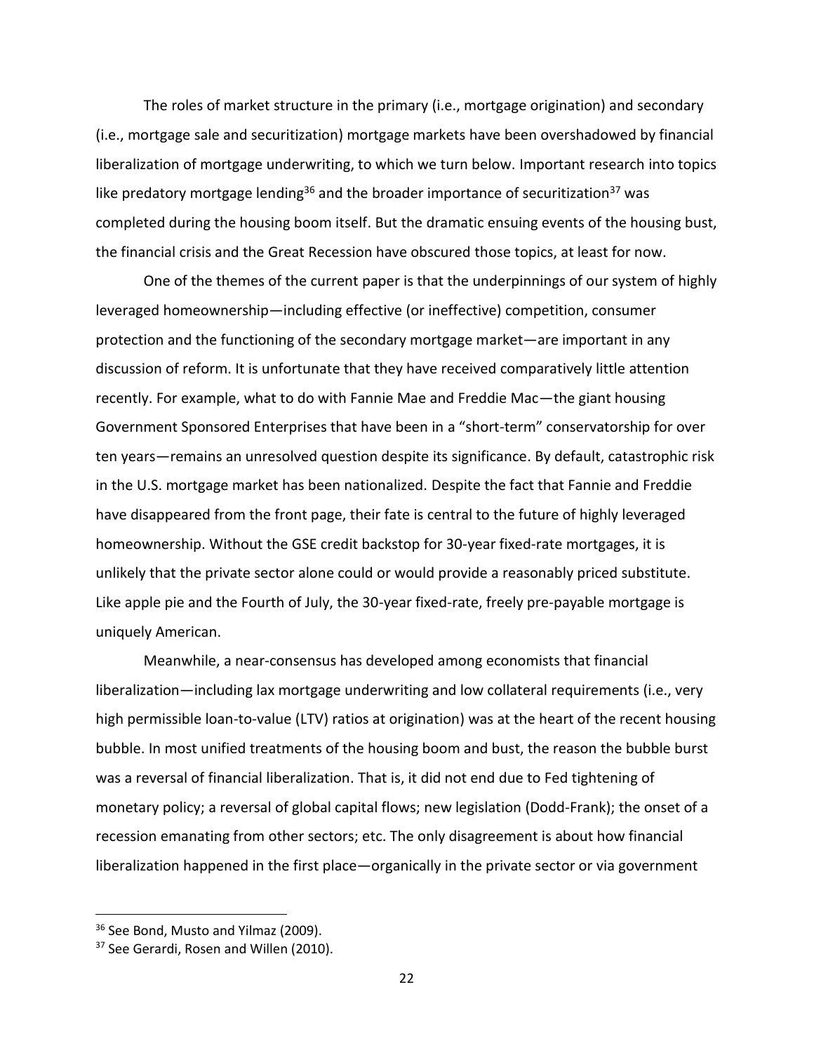The roles of market structure in the primary (i.e., mortgage origination) and secondary (i.e., mortgage sale and securitization) mortgage markets have been overshadowed by financial liberalization of mortgage underwriting, to which we turn below. Important research into topics like predatory mortgage lending[36] and the broader importance of securitization[37] was completed during the housing boom itself. But the dramatic ensuing events of the housing bust, the financial crisis and the Great Recession have obscured those topics, at least for now.

One of the themes of the current paper is that the underpinnings of our system of highly leveraged homeownership—including effective (or ineffective) competition, consumer protection and the functioning of the secondary mortgage market—are important in any discussion of reform. It is unfortunate that they have received comparatively little attention recently. For example, what to do with Fannie Mae and Freddie Mac—the giant housing Government Sponsored Enterprises that have been in a "short-term" conservatorship for over ten years—remains an unresolved question despite its significance. By default, catastrophic risk in the U.S. mortgage market has been nationalized. Despite the fact that Fannie and Freddie have disappeared from the front page, their fate is central to the future of highly leveraged homeownership. Without the GSE credit backstop for 30-year fixed-rate mortgages, it is unlikely that the private sector alone could or would provide a reasonably priced substitute. Like apple pie and the Fourth of July, the 30-year fixed-rate, freely pre-payable mortgage is uniquely American.

Meanwhile, a near-consensus has developed among economists that financial liberalization—including lax mortgage underwriting and low collateral requirements (i.e., very high permissible loan-to-value (LTV) ratios at origination) was at the heart of the recent housing bubble. In most unified treatments of the housing boom and bust, the reason the bubble burst was a reversal of financial liberalization. That is, it did not end due to Fed tightening of monetary policy; a reversal of global capital flows; new legislation (Dodd-Frank); the onset of a recession emanating from other sectors; etc. The only disagreement is about how financial liberalization happened in the first place—organically in the private sector or via government

[36] See Bond, Musto and Yilmaz (2009).

[37] See Gerardi, Rosen and Willen (2010).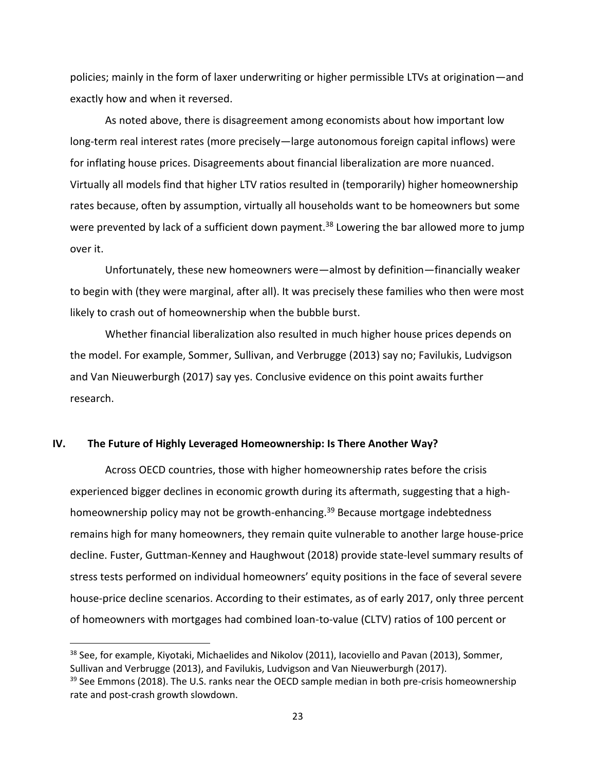policies; mainly in the form of laxer underwriting or higher permissible LTVs at origination—and exactly how and when it reversed.

As noted above, there is disagreement among economists about how important low long-term real interest rates (more precisely—large autonomous foreign capital inflows) were for inflating house prices. Disagreements about financial liberalization are more nuanced. Virtually all models find that higher LTV ratios resulted in (temporarily) higher homeownership rates because, often by assumption, virtually all households want to be homeowners but some were prevented by lack of a sufficient down payment.[38] Lowering the bar allowed more to jump over it.

Unfortunately, these new homeowners were—almost by definition—financially weaker to begin with (they were marginal, after all). It was precisely these families who then were most likely to crash out of homeownership when the bubble burst.

Whether financial liberalization also resulted in much higher house prices depends on the model. For example, Sommer, Sullivan, and Verbrugge (2013) say no; Favilukis, Ludvigson and Van Nieuwerburgh (2017) say yes. Conclusive evidence on this point awaits further research.

## IV. The Future of Highly Leveraged Homeownership: Is There Another Way?

Across OECD countries, those with higher homeownership rates before the crisis experienced bigger declines in economic growth during its aftermath, suggesting that a high-homeownership policy may not be growth-enhancing.[39] Because mortgage indebtedness remains high for many homeowners, they remain quite vulnerable to another large house-price decline. Fuster, Guttman-Kenney and Haughwout (2018) provide state-level summary results of stress tests performed on individual homeowners' equity positions in the face of several severe house-price decline scenarios. According to their estimates, as of early 2017, only three percent of homeowners with mortgages had combined loan-to-value (CLTV) ratios of 100 percent or

---

[38] See, for example, Kiyotaki, Michaelides and Nikolov (2011), Iacoviello and Pavan (2013), Sommer, Sullivan and Verbrugge (2013), and Favilukis, Ludvigson and Van Nieuwerburgh (2017).

[39] See Emmons (2018). The U.S. ranks near the OECD sample median in both pre-crisis homeownership rate and post-crash growth slowdown.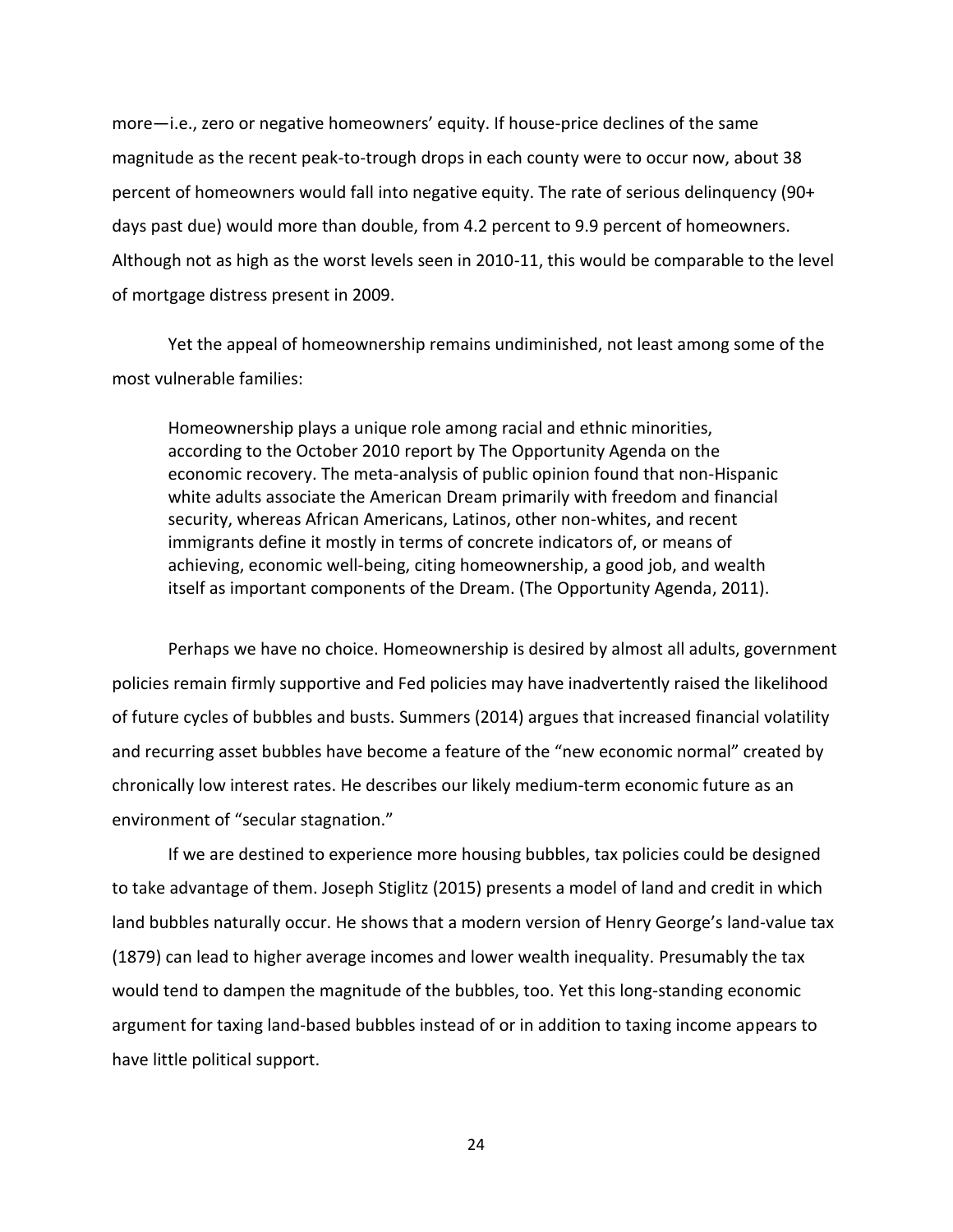more—i.e., zero or negative homeowners' equity. If house-price declines of the same magnitude as the recent peak-to-trough drops in each county were to occur now, about 38 percent of homeowners would fall into negative equity. The rate of serious delinquency (90+ days past due) would more than double, from 4.2 percent to 9.9 percent of homeowners. Although not as high as the worst levels seen in 2010-11, this would be comparable to the level of mortgage distress present in 2009.

Yet the appeal of homeownership remains undiminished, not least among some of the most vulnerable families:

> Homeownership plays a unique role among racial and ethnic minorities, according to the October 2010 report by The Opportunity Agenda on the economic recovery. The meta-analysis of public opinion found that non-Hispanic white adults associate the American Dream primarily with freedom and financial security, whereas African Americans, Latinos, other non-whites, and recent immigrants define it mostly in terms of concrete indicators of, or means of achieving, economic well-being, citing homeownership, a good job, and wealth itself as important components of the Dream. (The Opportunity Agenda, 2011).

Perhaps we have no choice. Homeownership is desired by almost all adults, government policies remain firmly supportive and Fed policies may have inadvertently raised the likelihood of future cycles of bubbles and busts. Summers (2014) argues that increased financial volatility and recurring asset bubbles have become a feature of the "new economic normal" created by chronically low interest rates. He describes our likely medium-term economic future as an environment of "secular stagnation."

If we are destined to experience more housing bubbles, tax policies could be designed to take advantage of them. Joseph Stiglitz (2015) presents a model of land and credit in which land bubbles naturally occur. He shows that a modern version of Henry George's land-value tax (1879) can lead to higher average incomes and lower wealth inequality. Presumably the tax would tend to dampen the magnitude of the bubbles, too. Yet this long-standing economic argument for taxing land-based bubbles instead of or in addition to taxing income appears to have little political support.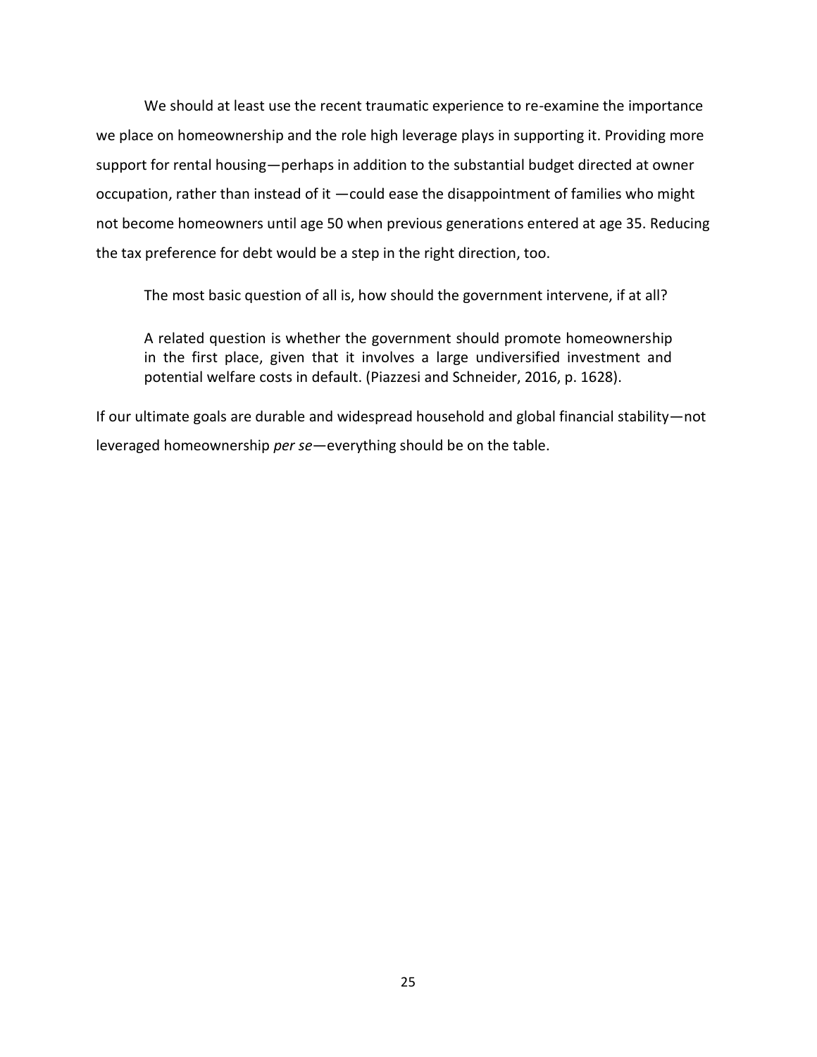We should at least use the recent traumatic experience to re-examine the importance we place on homeownership and the role high leverage plays in supporting it. Providing more support for rental housing—perhaps in addition to the substantial budget directed at owner occupation, rather than instead of it —could ease the disappointment of families who might not become homeowners until age 50 when previous generations entered at age 35. Reducing the tax preference for debt would be a step in the right direction, too.

The most basic question of all is, how should the government intervene, if at all?

> A related question is whether the government should promote homeownership in the first place, given that it involves a large undiversified investment and potential welfare costs in default. (Piazzesi and Schneider, 2016, p. 1628).

If our ultimate goals are durable and widespread household and global financial stability—not leveraged homeownership *per se*—everything should be on the table.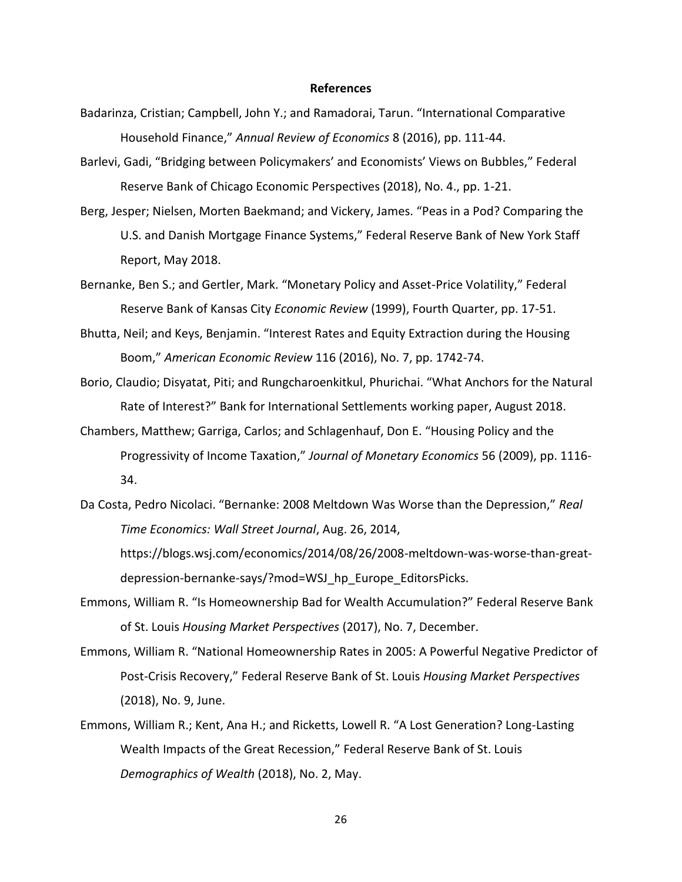## References

Badarinza, Cristian; Campbell, John Y.; and Ramadorai, Tarun. "International Comparative Household Finance," *Annual Review of Economics* 8 (2016), pp. 111-44.

Barlevi, Gadi, "Bridging between Policymakers' and Economists' Views on Bubbles," Federal Reserve Bank of Chicago Economic Perspectives (2018), No. 4., pp. 1-21.

Berg, Jesper; Nielsen, Morten Baekmand; and Vickery, James. "Peas in a Pod? Comparing the U.S. and Danish Mortgage Finance Systems," Federal Reserve Bank of New York Staff Report, May 2018.

Bernanke, Ben S.; and Gertler, Mark. "Monetary Policy and Asset-Price Volatility," Federal Reserve Bank of Kansas City *Economic Review* (1999), Fourth Quarter, pp. 17-51.

Bhutta, Neil; and Keys, Benjamin. "Interest Rates and Equity Extraction during the Housing Boom," *American Economic Review* 116 (2016), No. 7, pp. 1742-74.

Borio, Claudio; Disyatat, Piti; and Rungcharoenkitkul, Phurichai. "What Anchors for the Natural Rate of Interest?" Bank for International Settlements working paper, August 2018.

Chambers, Matthew; Garriga, Carlos; and Schlagenhauf, Don E. "Housing Policy and the Progressivity of Income Taxation," *Journal of Monetary Economics* 56 (2009), pp. 1116-34.

Da Costa, Pedro Nicolaci. "Bernanke: 2008 Meltdown Was Worse than the Depression," *Real Time Economics: Wall Street Journal*, Aug. 26, 2014, https://blogs.wsj.com/economics/2014/08/26/2008-meltdown-was-worse-than-great-depression-bernanke-says/?mod=WSJ_hp_Europe_EditorsPicks.

Emmons, William R. "Is Homeownership Bad for Wealth Accumulation?" Federal Reserve Bank of St. Louis *Housing Market Perspectives* (2017), No. 7, December.

Emmons, William R. "National Homeownership Rates in 2005: A Powerful Negative Predictor of Post-Crisis Recovery," Federal Reserve Bank of St. Louis *Housing Market Perspectives* (2018), No. 9, June.

Emmons, William R.; Kent, Ana H.; and Ricketts, Lowell R. "A Lost Generation? Long-Lasting Wealth Impacts of the Great Recession," Federal Reserve Bank of St. Louis *Demographics of Wealth* (2018), No. 2, May.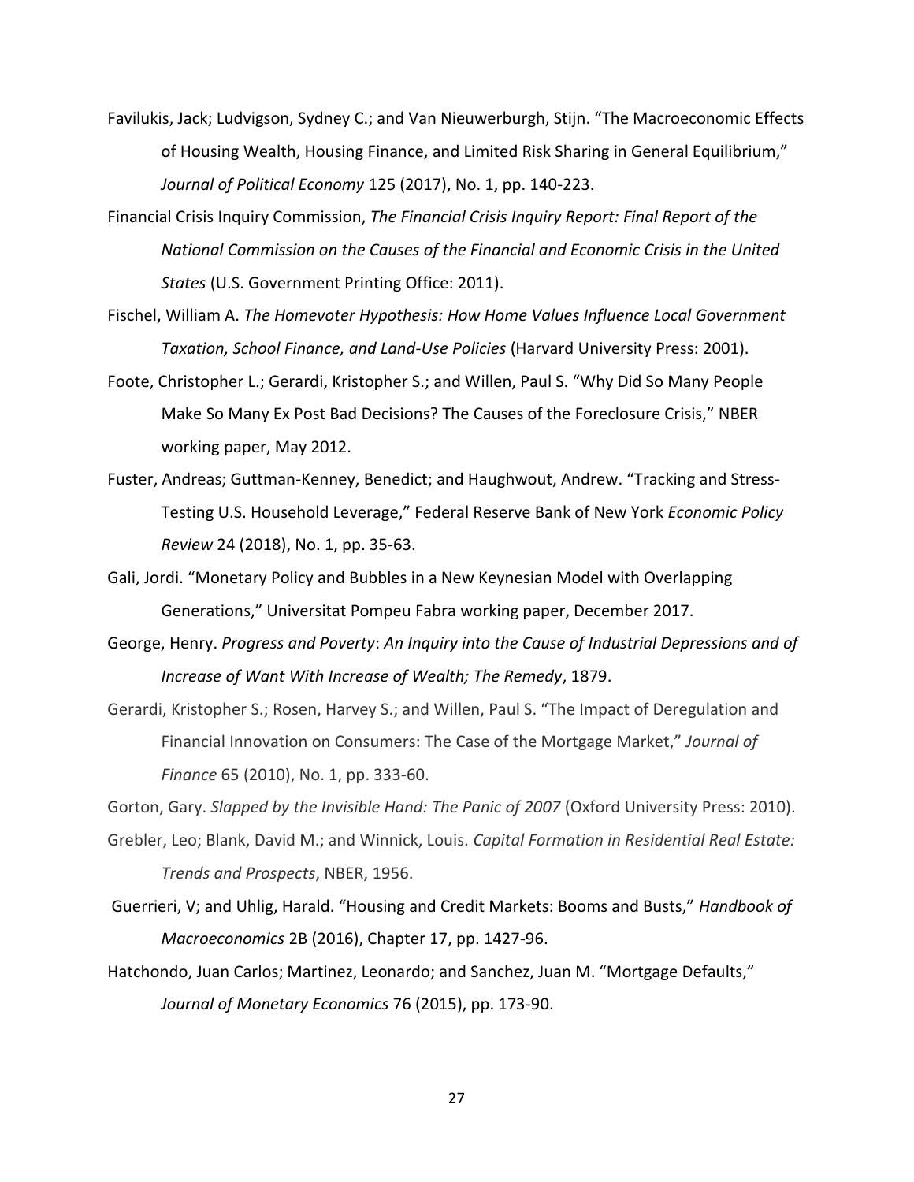Favilukis, Jack; Ludvigson, Sydney C.; and Van Nieuwerburgh, Stijn. "The Macroeconomic Effects of Housing Wealth, Housing Finance, and Limited Risk Sharing in General Equilibrium," *Journal of Political Economy* 125 (2017), No. 1, pp. 140-223.

Financial Crisis Inquiry Commission, *The Financial Crisis Inquiry Report: Final Report of the National Commission on the Causes of the Financial and Economic Crisis in the United States* (U.S. Government Printing Office: 2011).

Fischel, William A. *The Homevoter Hypothesis: How Home Values Influence Local Government Taxation, School Finance, and Land-Use Policies* (Harvard University Press: 2001).

Foote, Christopher L.; Gerardi, Kristopher S.; and Willen, Paul S. "Why Did So Many People Make So Many Ex Post Bad Decisions? The Causes of the Foreclosure Crisis," NBER working paper, May 2012.

Fuster, Andreas; Guttman-Kenney, Benedict; and Haughwout, Andrew. "Tracking and Stress-Testing U.S. Household Leverage," Federal Reserve Bank of New York *Economic Policy Review* 24 (2018), No. 1, pp. 35-63.

Gali, Jordi. "Monetary Policy and Bubbles in a New Keynesian Model with Overlapping Generations," Universitat Pompeu Fabra working paper, December 2017.

George, Henry. *Progress and Poverty*: *An Inquiry into the Cause of Industrial Depressions and of Increase of Want With Increase of Wealth; The Remedy*, 1879.

Gerardi, Kristopher S.; Rosen, Harvey S.; and Willen, Paul S. "The Impact of Deregulation and Financial Innovation on Consumers: The Case of the Mortgage Market," *Journal of Finance* 65 (2010), No. 1, pp. 333-60.

Gorton, Gary. *Slapped by the Invisible Hand: The Panic of 2007* (Oxford University Press: 2010).

Grebler, Leo; Blank, David M.; and Winnick, Louis. *Capital Formation in Residential Real Estate: Trends and Prospects*, NBER, 1956.

Guerrieri, V; and Uhlig, Harald. "Housing and Credit Markets: Booms and Busts," *Handbook of Macroeconomics* 2B (2016), Chapter 17, pp. 1427-96.

Hatchondo, Juan Carlos; Martinez, Leonardo; and Sanchez, Juan M. "Mortgage Defaults," *Journal of Monetary Economics* 76 (2015), pp. 173-90.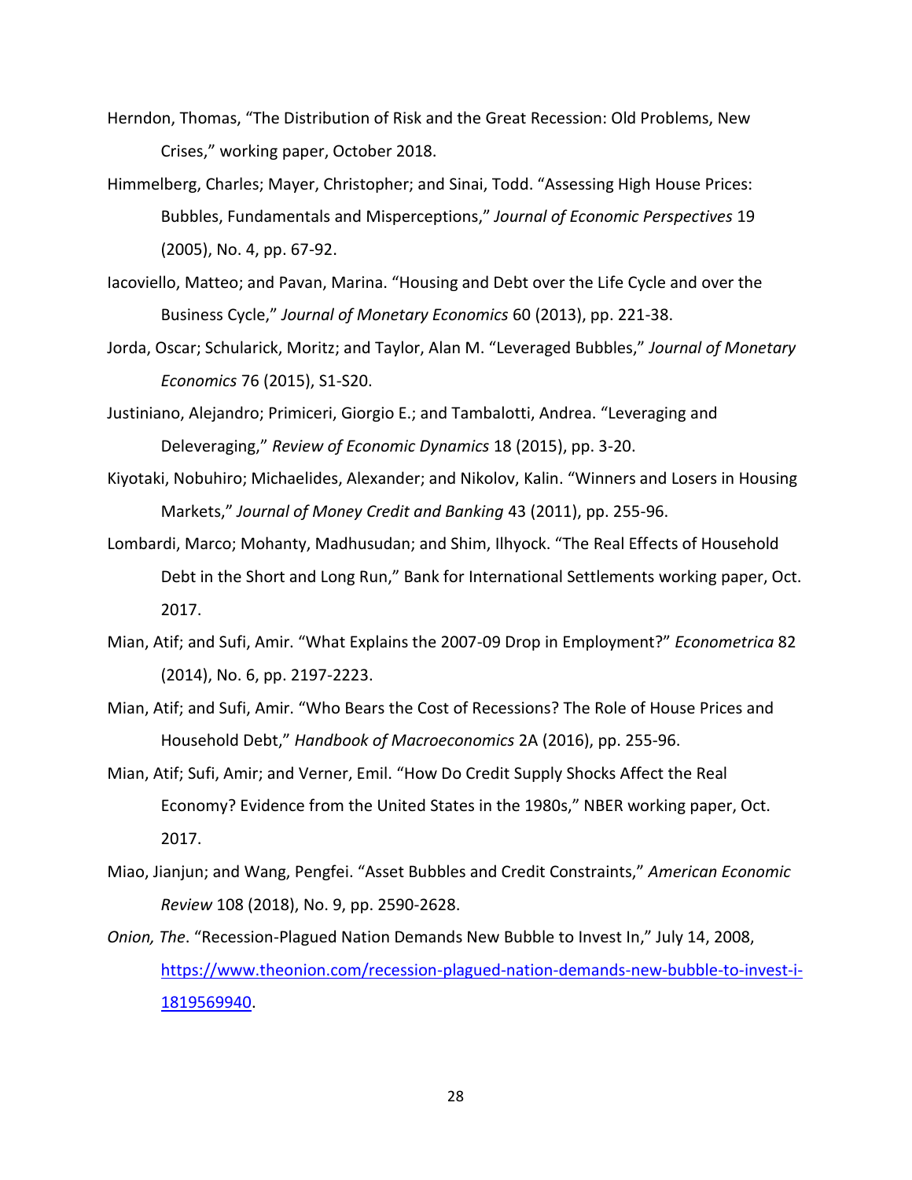Herndon, Thomas, "The Distribution of Risk and the Great Recession: Old Problems, New Crises," working paper, October 2018.

Himmelberg, Charles; Mayer, Christopher; and Sinai, Todd. "Assessing High House Prices: Bubbles, Fundamentals and Misperceptions," *Journal of Economic Perspectives* 19 (2005), No. 4, pp. 67-92.

Iacoviello, Matteo; and Pavan, Marina. "Housing and Debt over the Life Cycle and over the Business Cycle," *Journal of Monetary Economics* 60 (2013), pp. 221-38.

Jorda, Oscar; Schularick, Moritz; and Taylor, Alan M. "Leveraged Bubbles," *Journal of Monetary Economics* 76 (2015), S1-S20.

Justiniano, Alejandro; Primiceri, Giorgio E.; and Tambalotti, Andrea. "Leveraging and Deleveraging," *Review of Economic Dynamics* 18 (2015), pp. 3-20.

Kiyotaki, Nobuhiro; Michaelides, Alexander; and Nikolov, Kalin. "Winners and Losers in Housing Markets," *Journal of Money Credit and Banking* 43 (2011), pp. 255-96.

Lombardi, Marco; Mohanty, Madhusudan; and Shim, Ilhyock. "The Real Effects of Household Debt in the Short and Long Run," Bank for International Settlements working paper, Oct. 2017.

Mian, Atif; and Sufi, Amir. "What Explains the 2007-09 Drop in Employment?" *Econometrica* 82 (2014), No. 6, pp. 2197-2223.

Mian, Atif; and Sufi, Amir. "Who Bears the Cost of Recessions? The Role of House Prices and Household Debt," *Handbook of Macroeconomics* 2A (2016), pp. 255-96.

Mian, Atif; Sufi, Amir; and Verner, Emil. "How Do Credit Supply Shocks Affect the Real Economy? Evidence from the United States in the 1980s," NBER working paper, Oct. 2017.

Miao, Jianjun; and Wang, Pengfei. "Asset Bubbles and Credit Constraints," *American Economic Review* 108 (2018), No. 9, pp. 2590-2628.

*Onion, The*. "Recession-Plagued Nation Demands New Bubble to Invest In," July 14, 2008, [https://www.theonion.com/recession-plagued-nation-demands-new-bubble-to-invest-i-1819569940](https://www.theonion.com/recession-plagued-nation-demands-new-bubble-to-invest-i-1819569940).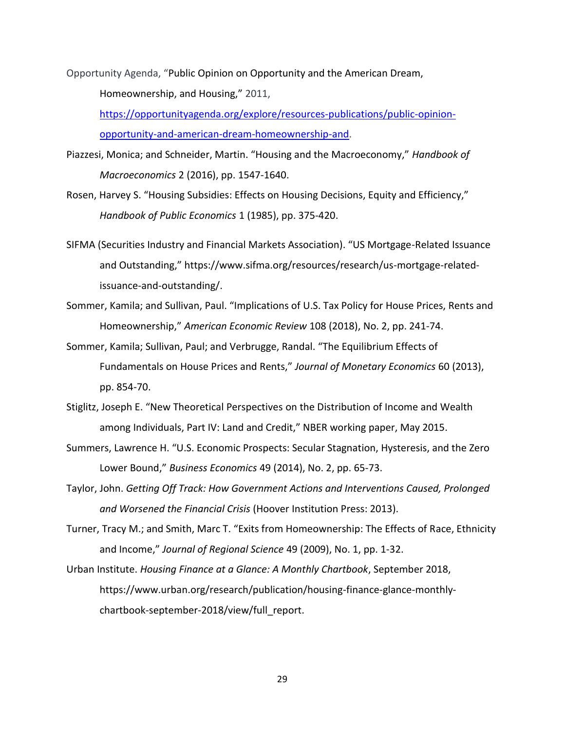Opportunity Agenda, "Public Opinion on Opportunity and the American Dream, Homeownership, and Housing," 2011, https://opportunityagenda.org/explore/resources-publications/public-opinion-opportunity-and-american-dream-homeownership-and.

Piazzesi, Monica; and Schneider, Martin. "Housing and the Macroeconomy," *Handbook of Macroeconomics* 2 (2016), pp. 1547-1640.

Rosen, Harvey S. "Housing Subsidies: Effects on Housing Decisions, Equity and Efficiency," *Handbook of Public Economics* 1 (1985), pp. 375-420.

SIFMA (Securities Industry and Financial Markets Association). "US Mortgage-Related Issuance and Outstanding," https://www.sifma.org/resources/research/us-mortgage-related-issuance-and-outstanding/.

Sommer, Kamila; and Sullivan, Paul. "Implications of U.S. Tax Policy for House Prices, Rents and Homeownership," *American Economic Review* 108 (2018), No. 2, pp. 241-74.

Sommer, Kamila; Sullivan, Paul; and Verbrugge, Randal. "The Equilibrium Effects of Fundamentals on House Prices and Rents," *Journal of Monetary Economics* 60 (2013), pp. 854-70.

Stiglitz, Joseph E. "New Theoretical Perspectives on the Distribution of Income and Wealth among Individuals, Part IV: Land and Credit," NBER working paper, May 2015.

Summers, Lawrence H. "U.S. Economic Prospects: Secular Stagnation, Hysteresis, and the Zero Lower Bound," *Business Economics* 49 (2014), No. 2, pp. 65-73.

Taylor, John. *Getting Off Track: How Government Actions and Interventions Caused, Prolonged and Worsened the Financial Crisis* (Hoover Institution Press: 2013).

Turner, Tracy M.; and Smith, Marc T. "Exits from Homeownership: The Effects of Race, Ethnicity and Income," *Journal of Regional Science* 49 (2009), No. 1, pp. 1-32.

Urban Institute. *Housing Finance at a Glance: A Monthly Chartbook*, September 2018, https://www.urban.org/research/publication/housing-finance-glance-monthly-chartbook-september-2018/view/full_report.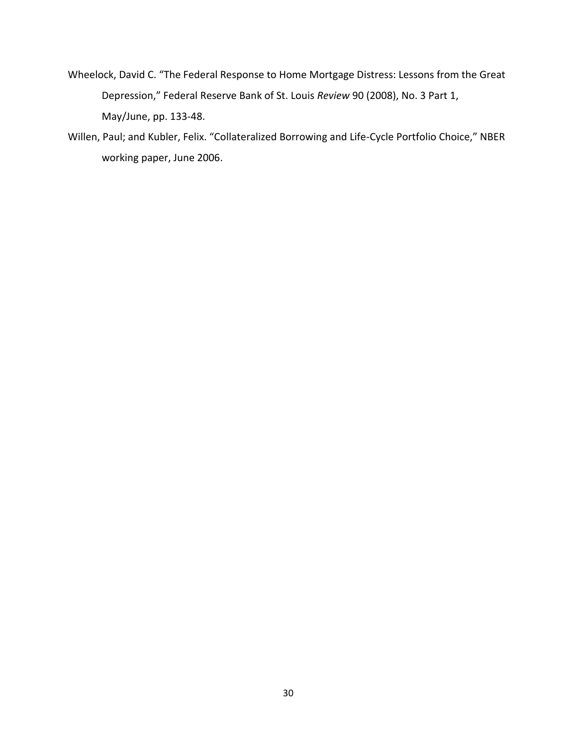Wheelock, David C. “The Federal Response to Home Mortgage Distress: Lessons from the Great Depression,” Federal Reserve Bank of St. Louis *Review* 90 (2008), No. 3 Part 1, May/June, pp. 133-48.

Willen, Paul; and Kubler, Felix. “Collateralized Borrowing and Life-Cycle Portfolio Choice,” NBER working paper, June 2006.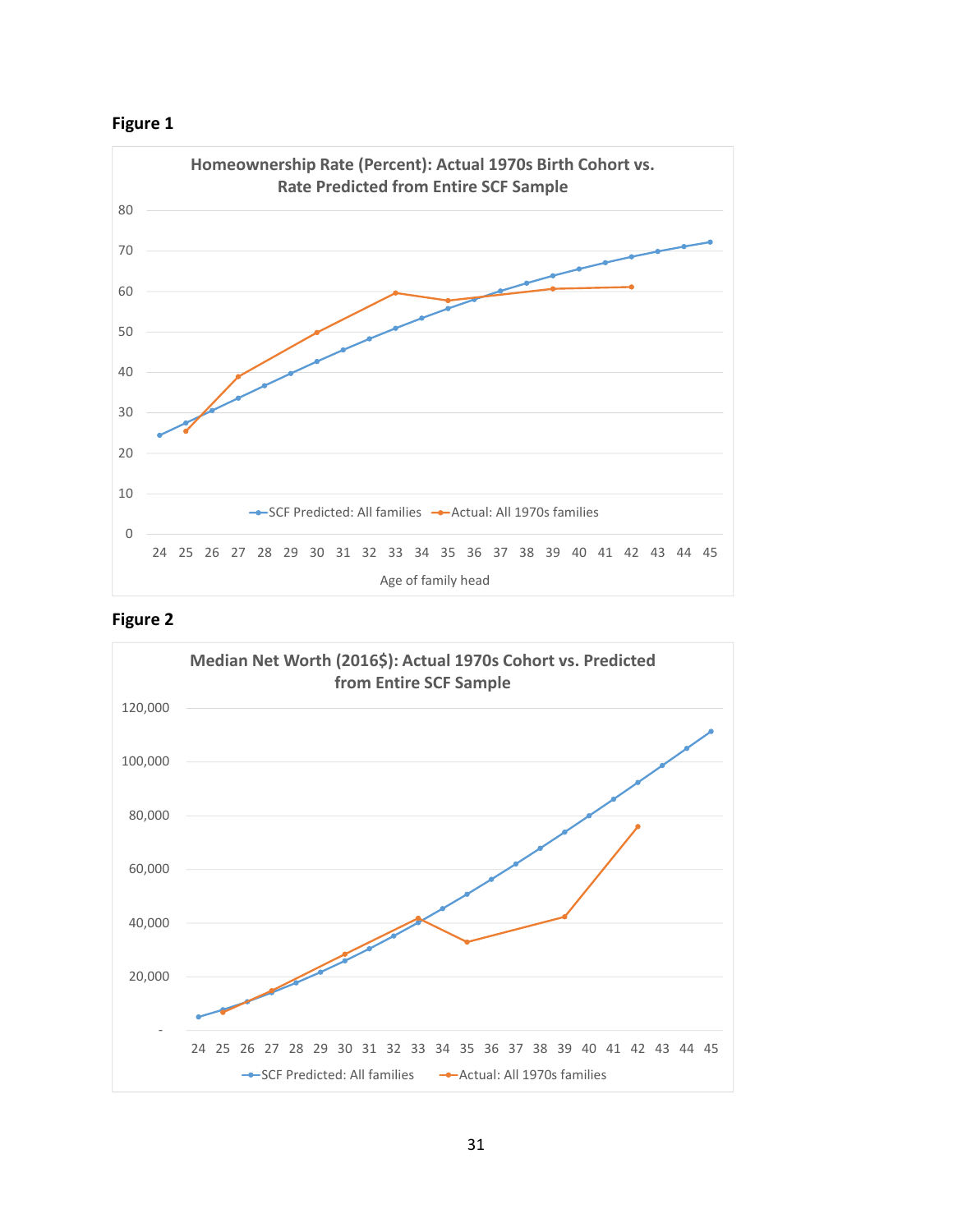**Figure 1**

Homeownership Rate (Percent): Actual 1970s Birth Cohort vs. Rate Predicted from Entire SCF Sample

**Figure 2**

Median Net Worth (2016$): Actual 1970s Cohort vs. Predicted from Entire SCF Sample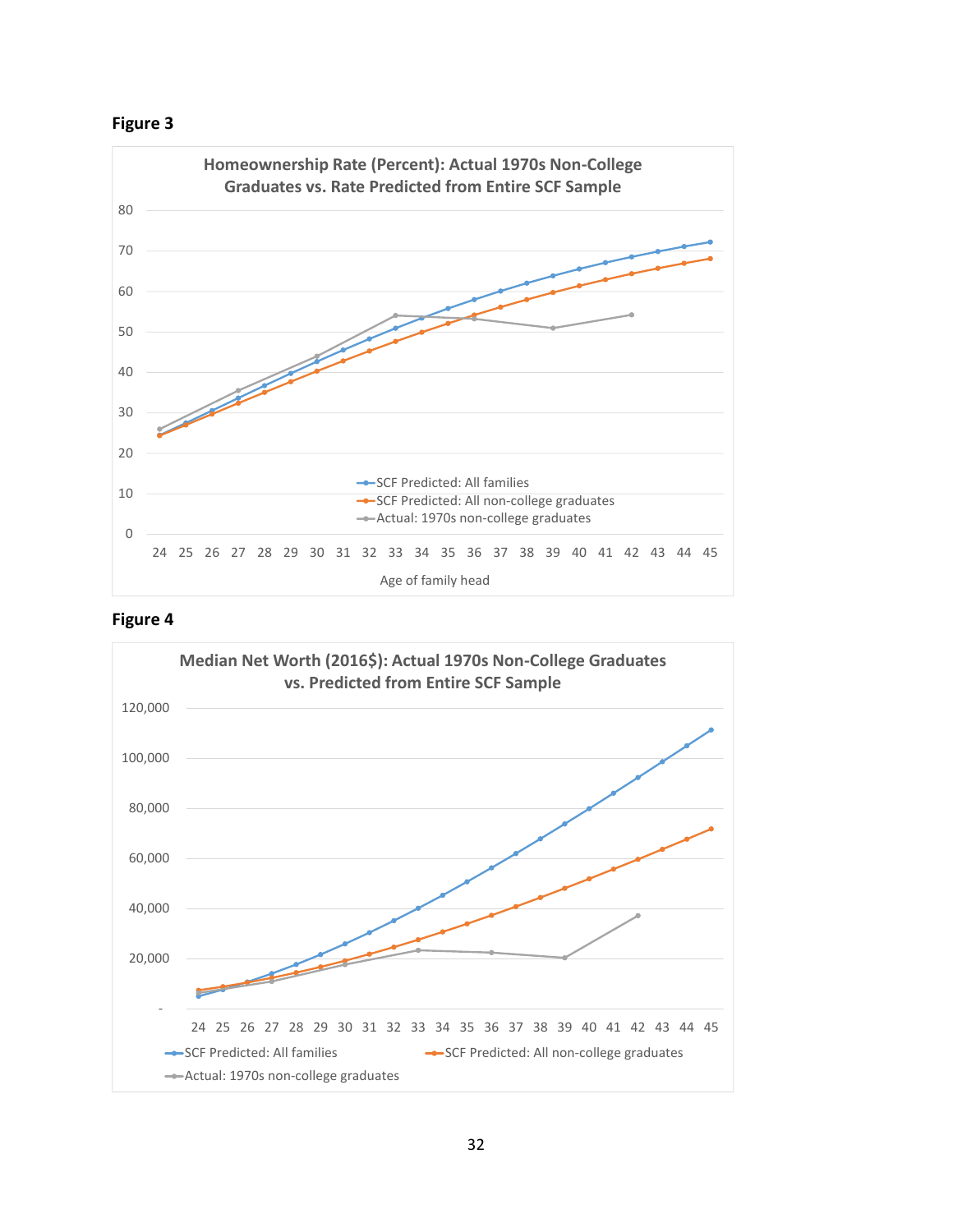**Figure 3**

Homeownership Rate (Percent): Actual 1970s Non-College Graduates vs. Rate Predicted from Entire SCF Sample

- SCF Predicted: All families
- SCF Predicted: All non-college graduates
- Actual: 1970s non-college graduates

Age of family head

**Figure 4**

Median Net Worth (2016$): Actual 1970s Non-College Graduates vs. Predicted from Entire SCF Sample

- SCF Predicted: All families
- SCF Predicted: All non-college graduates
- Actual: 1970s non-college graduates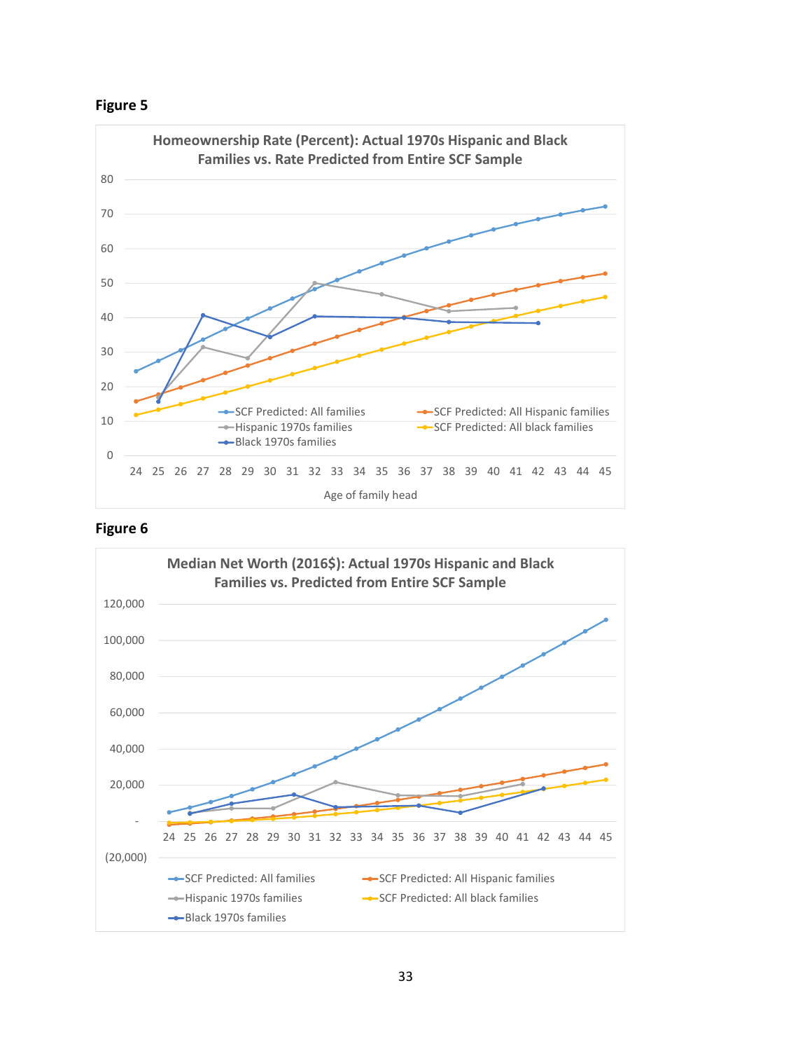**Figure 5**

Homeownership Rate (Percent): Actual 1970s Hispanic and Black Families vs. Rate Predicted from Entire SCF Sample

**Figure 6**

Median Net Worth (2016$): Actual 1970s Hispanic and Black Families vs. Predicted from Entire SCF Sample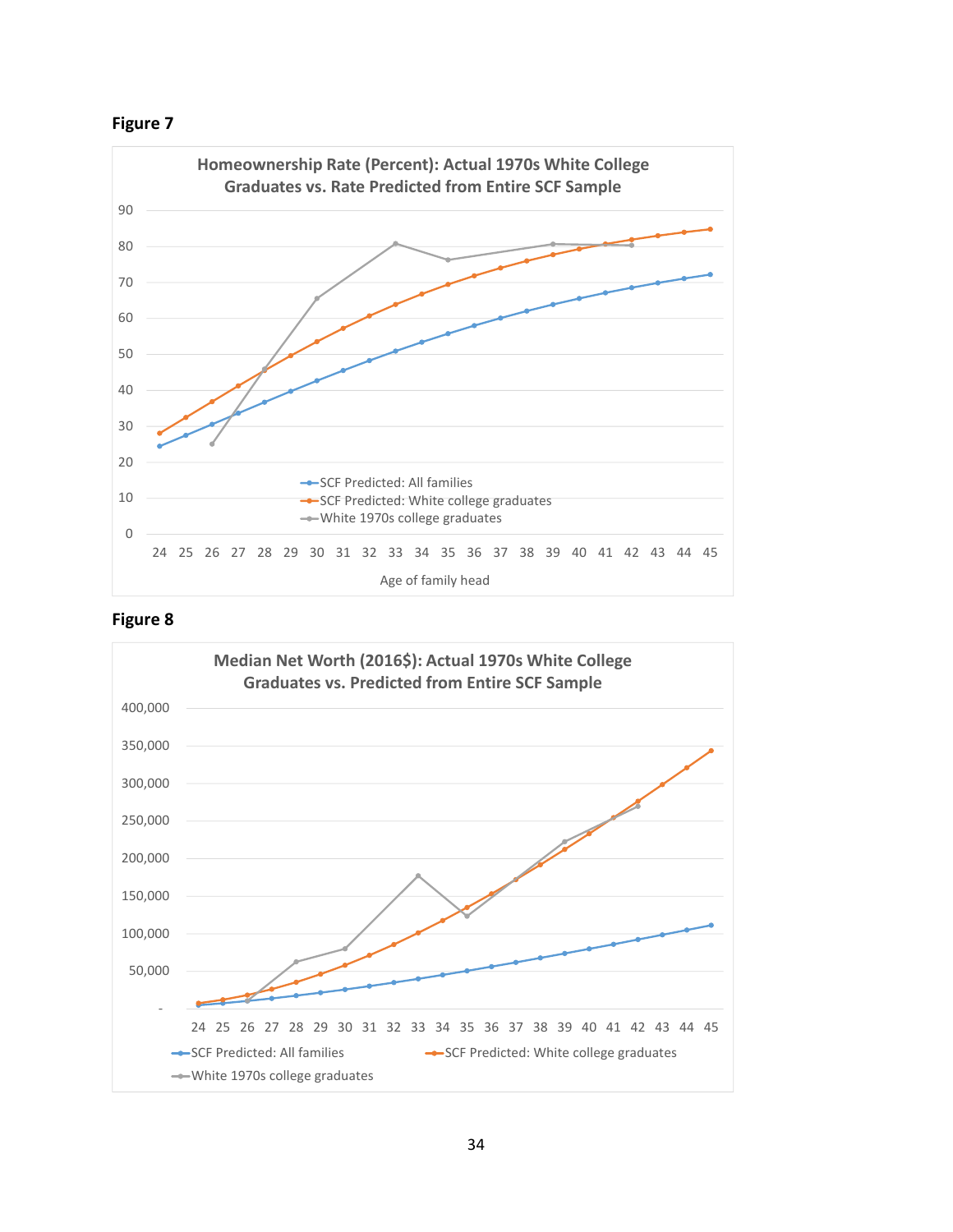**Figure 7**

Homeownership Rate (Percent): Actual 1970s White College Graduates vs. Rate Predicted from Entire SCF Sample

**Figure 8**

Median Net Worth (2016$): Actual 1970s White College Graduates vs. Predicted from Entire SCF Sample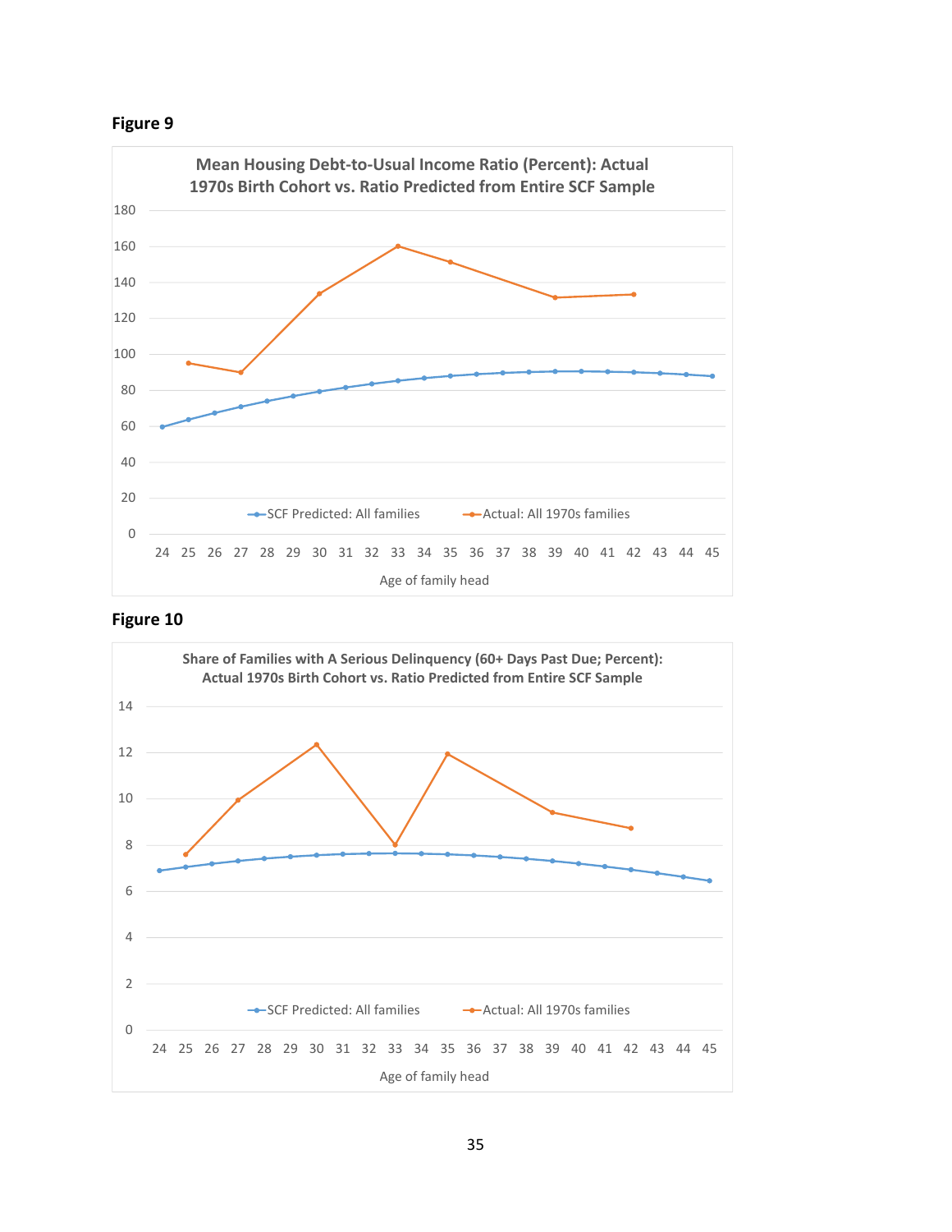**Figure 9**

Mean Housing Debt-to-Usual Income Ratio (Percent): Actual 1970s Birth Cohort vs. Ratio Predicted from Entire SCF Sample

180
160
140
120
100
80
60
40
20
0

SCF Predicted: All families
Actual: All 1970s families

24 25 26 27 28 29 30 31 32 33 34 35 36 37 38 39 40 41 42 43 44 45

Age of family head

**Figure 10**

Share of Families with A Serious Delinquency (60+ Days Past Due; Percent): Actual 1970s Birth Cohort vs. Ratio Predicted from Entire SCF Sample

14
12
10
8
6
4
2
0

SCF Predicted: All families
Actual: All 1970s families

24 25 26 27 28 29 30 31 32 33 34 35 36 37 38 39 40 41 42 43 44 45

Age of family head